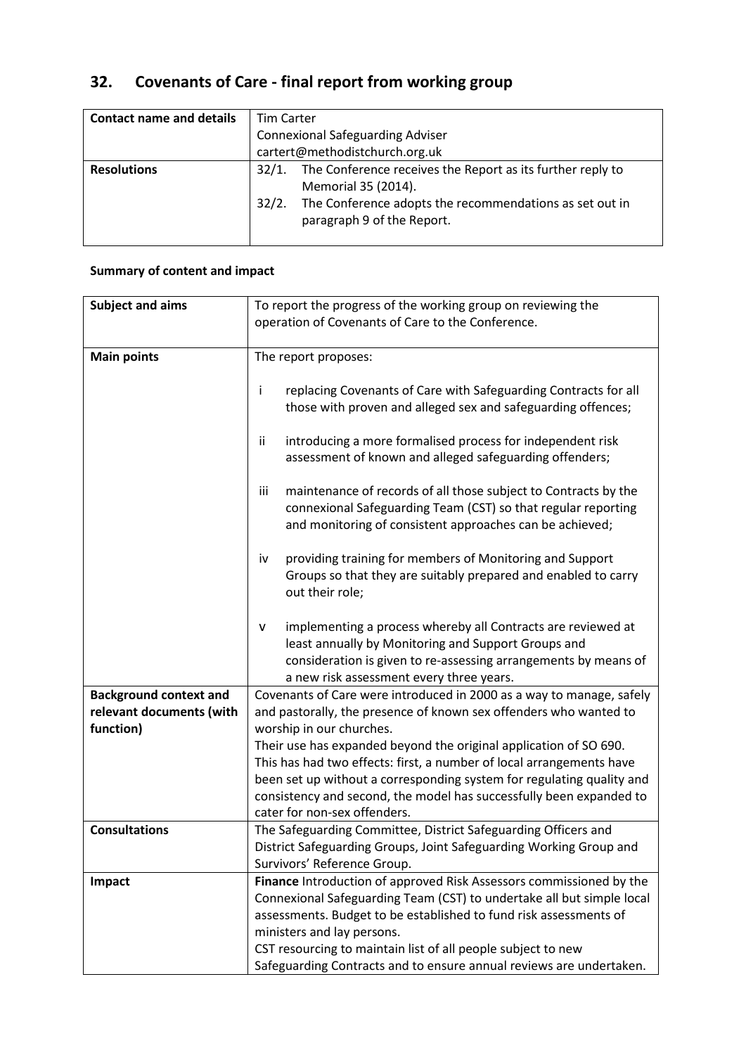# 32. Covenants of Care - final report from working group

| **Contact name and details** | Tim Carter<br>Connexional Safeguarding Adviser<br>cartert@methodistchurch.org.uk |
|---|---|
| **Resolutions** | 32/1. The Conference receives the Report as its further reply to Memorial 35 (2014).<br>32/2. The Conference adopts the recommendations as set out in paragraph 9 of the Report. |

**Summary of content and impact**

| **Subject and aims** | To report the progress of the working group on reviewing the operation of Covenants of Care to the Conference. |
|---|---|
| **Main points** | The report proposes:<br><br>i replacing Covenants of Care with Safeguarding Contracts for all those with proven and alleged sex and safeguarding offences;<br><br>ii introducing a more formalised process for independent risk assessment of known and alleged safeguarding offenders;<br><br>iii maintenance of records of all those subject to Contracts by the connexional Safeguarding Team (CST) so that regular reporting and monitoring of consistent approaches can be achieved;<br><br>iv providing training for members of Monitoring and Support Groups so that they are suitably prepared and enabled to carry out their role;<br><br>v implementing a process whereby all Contracts are reviewed at least annually by Monitoring and Support Groups and consideration is given to re-assessing arrangements by means of a new risk assessment every three years. |
| **Background context and relevant documents (with function)** | Covenants of Care were introduced in 2000 as a way to manage, safely and pastorally, the presence of known sex offenders who wanted to worship in our churches.<br>Their use has expanded beyond the original application of SO 690. This has had two effects: first, a number of local arrangements have been set up without a corresponding system for regulating quality and consistency and second, the model has successfully been expanded to cater for non-sex offenders. |
| **Consultations** | The Safeguarding Committee, District Safeguarding Officers and District Safeguarding Groups, Joint Safeguarding Working Group and Survivors' Reference Group. |
| **Impact** | **Finance** Introduction of approved Risk Assessors commissioned by the Connexional Safeguarding Team (CST) to undertake all but simple local assessments. Budget to be established to fund risk assessments of ministers and lay persons.<br>CST resourcing to maintain list of all people subject to new Safeguarding Contracts and to ensure annual reviews are undertaken. |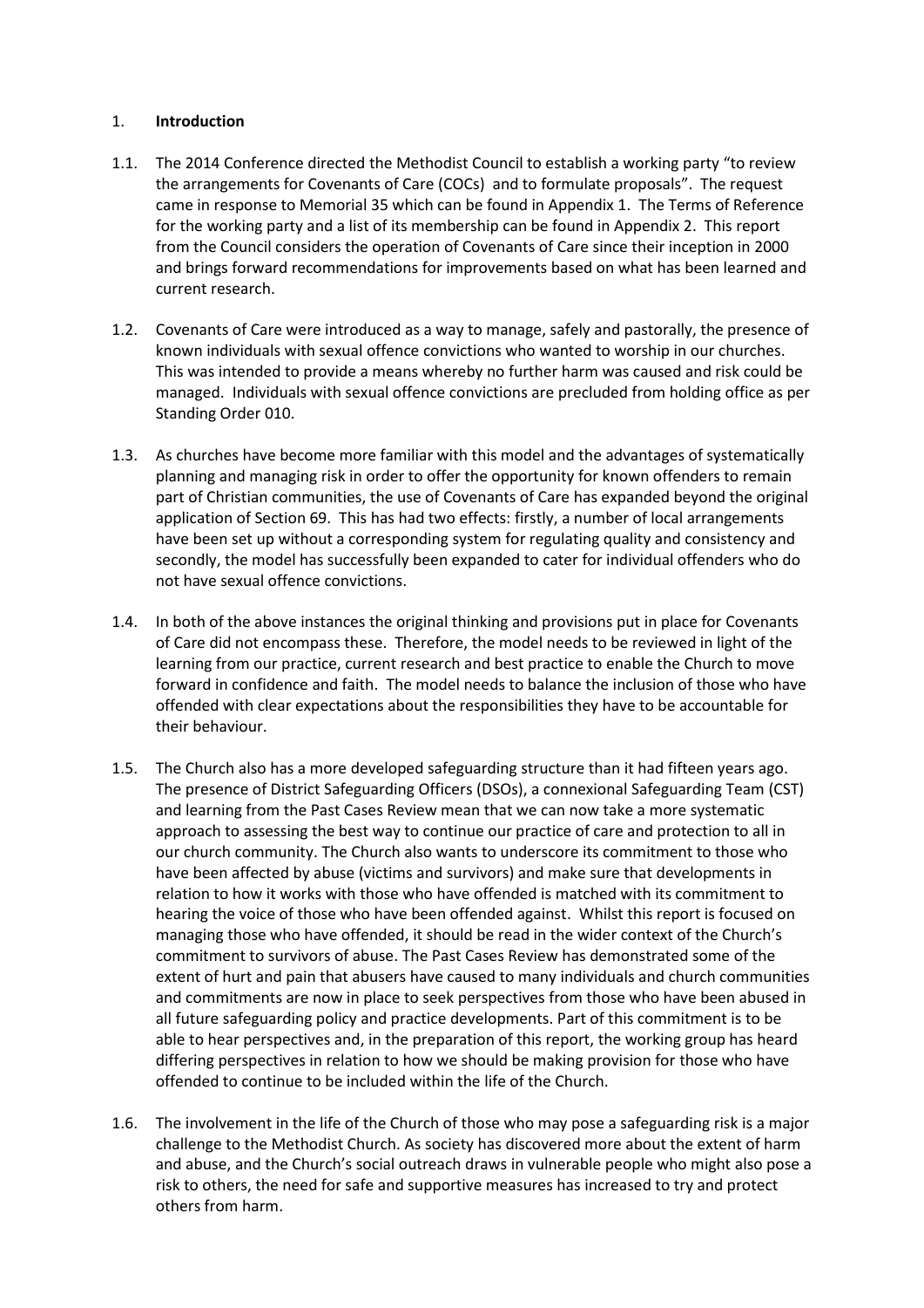1. **Introduction**

1.1. The 2014 Conference directed the Methodist Council to establish a working party "to review the arrangements for Covenants of Care (COCs) and to formulate proposals". The request came in response to Memorial 35 which can be found in Appendix 1. The Terms of Reference for the working party and a list of its membership can be found in Appendix 2. This report from the Council considers the operation of Covenants of Care since their inception in 2000 and brings forward recommendations for improvements based on what has been learned and current research.

1.2. Covenants of Care were introduced as a way to manage, safely and pastorally, the presence of known individuals with sexual offence convictions who wanted to worship in our churches. This was intended to provide a means whereby no further harm was caused and risk could be managed. Individuals with sexual offence convictions are precluded from holding office as per Standing Order 010.

1.3. As churches have become more familiar with this model and the advantages of systematically planning and managing risk in order to offer the opportunity for known offenders to remain part of Christian communities, the use of Covenants of Care has expanded beyond the original application of Section 69. This has had two effects: firstly, a number of local arrangements have been set up without a corresponding system for regulating quality and consistency and secondly, the model has successfully been expanded to cater for individual offenders who do not have sexual offence convictions.

1.4. In both of the above instances the original thinking and provisions put in place for Covenants of Care did not encompass these. Therefore, the model needs to be reviewed in light of the learning from our practice, current research and best practice to enable the Church to move forward in confidence and faith. The model needs to balance the inclusion of those who have offended with clear expectations about the responsibilities they have to be accountable for their behaviour.

1.5. The Church also has a more developed safeguarding structure than it had fifteen years ago. The presence of District Safeguarding Officers (DSOs), a connexional Safeguarding Team (CST) and learning from the Past Cases Review mean that we can now take a more systematic approach to assessing the best way to continue our practice of care and protection to all in our church community. The Church also wants to underscore its commitment to those who have been affected by abuse (victims and survivors) and make sure that developments in relation to how it works with those who have offended is matched with its commitment to hearing the voice of those who have been offended against. Whilst this report is focused on managing those who have offended, it should be read in the wider context of the Church's commitment to survivors of abuse. The Past Cases Review has demonstrated some of the extent of hurt and pain that abusers have caused to many individuals and church communities and commitments are now in place to seek perspectives from those who have been abused in all future safeguarding policy and practice developments. Part of this commitment is to be able to hear perspectives and, in the preparation of this report, the working group has heard differing perspectives in relation to how we should be making provision for those who have offended to continue to be included within the life of the Church.

1.6. The involvement in the life of the Church of those who may pose a safeguarding risk is a major challenge to the Methodist Church. As society has discovered more about the extent of harm and abuse, and the Church's social outreach draws in vulnerable people who might also pose a risk to others, the need for safe and supportive measures has increased to try and protect others from harm.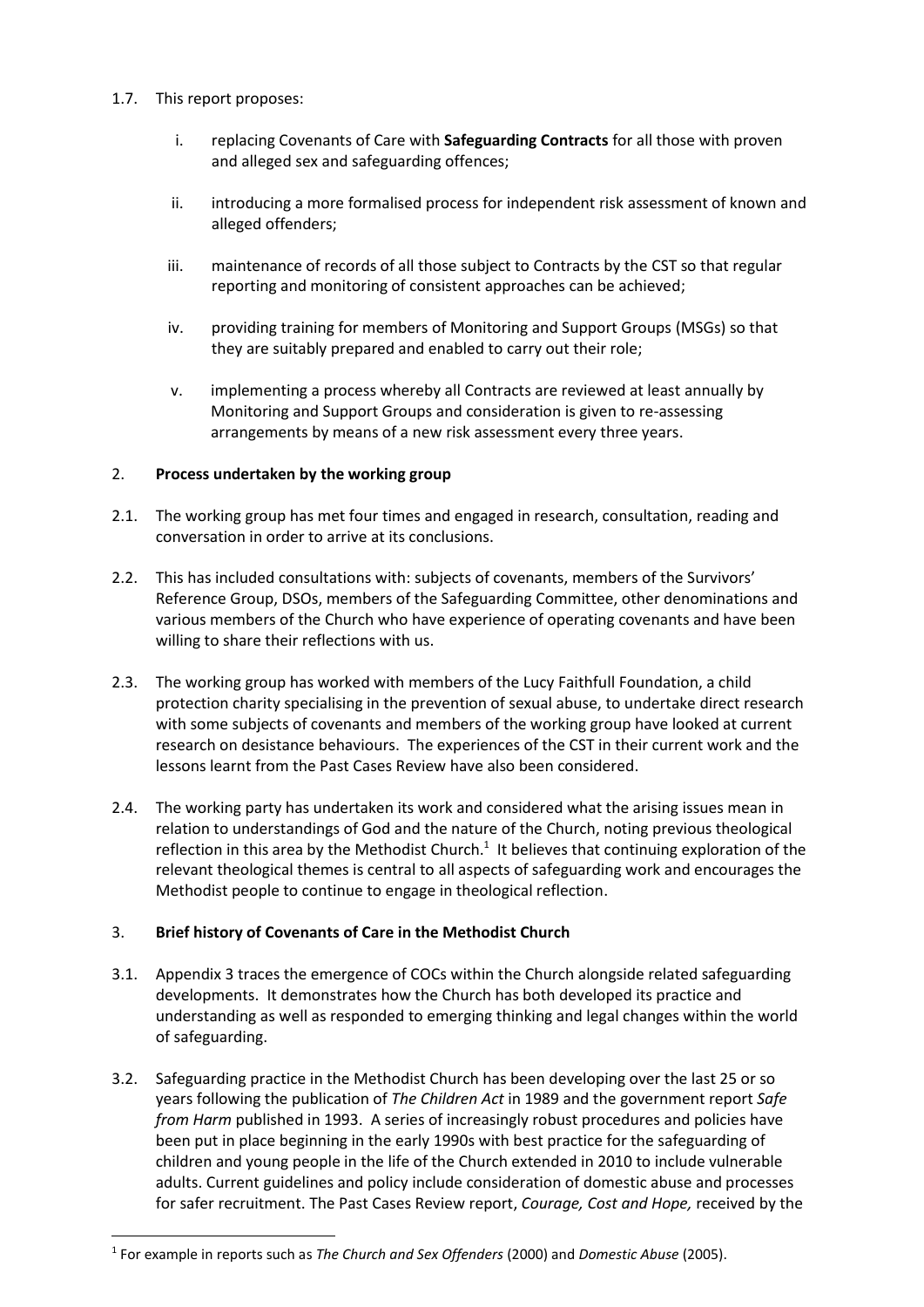1.7. This report proposes:

   i. replacing Covenants of Care with **Safeguarding Contracts** for all those with proven and alleged sex and safeguarding offences;

   ii. introducing a more formalised process for independent risk assessment of known and alleged offenders;

   iii. maintenance of records of all those subject to Contracts by the CST so that regular reporting and monitoring of consistent approaches can be achieved;

   iv. providing training for members of Monitoring and Support Groups (MSGs) so that they are suitably prepared and enabled to carry out their role;

   v. implementing a process whereby all Contracts are reviewed at least annually by Monitoring and Support Groups and consideration is given to re-assessing arrangements by means of a new risk assessment every three years.

## 2. Process undertaken by the working group

2.1. The working group has met four times and engaged in research, consultation, reading and conversation in order to arrive at its conclusions.

2.2. This has included consultations with: subjects of covenants, members of the Survivors' Reference Group, DSOs, members of the Safeguarding Committee, other denominations and various members of the Church who have experience of operating covenants and have been willing to share their reflections with us.

2.3. The working group has worked with members of the Lucy Faithfull Foundation, a child protection charity specialising in the prevention of sexual abuse, to undertake direct research with some subjects of covenants and members of the working group have looked at current research on desistance behaviours. The experiences of the CST in their current work and the lessons learnt from the Past Cases Review have also been considered.

2.4. The working party has undertaken its work and considered what the arising issues mean in relation to understandings of God and the nature of the Church, noting previous theological reflection in this area by the Methodist Church.[1] It believes that continuing exploration of the relevant theological themes is central to all aspects of safeguarding work and encourages the Methodist people to continue to engage in theological reflection.

## 3. Brief history of Covenants of Care in the Methodist Church

3.1. Appendix 3 traces the emergence of COCs within the Church alongside related safeguarding developments. It demonstrates how the Church has both developed its practice and understanding as well as responded to emerging thinking and legal changes within the world of safeguarding.

3.2. Safeguarding practice in the Methodist Church has been developing over the last 25 or so years following the publication of *The Children Act* in 1989 and the government report *Safe from Harm* published in 1993. A series of increasingly robust procedures and policies have been put in place beginning in the early 1990s with best practice for the safeguarding of children and young people in the life of the Church extended in 2010 to include vulnerable adults. Current guidelines and policy include consideration of domestic abuse and processes for safer recruitment. The Past Cases Review report, *Courage, Cost and Hope,* received by the

[1] For example in reports such as *The Church and Sex Offenders* (2000) and *Domestic Abuse* (2005).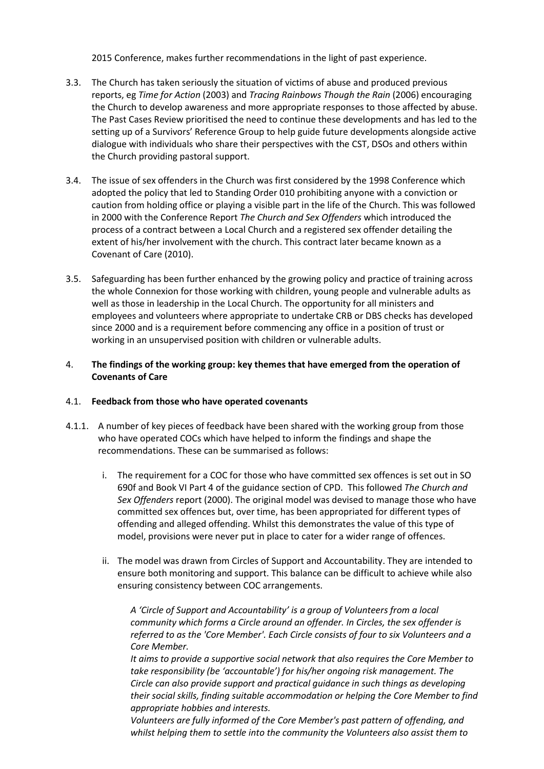2015 Conference, makes further recommendations in the light of past experience.

3.3. The Church has taken seriously the situation of victims of abuse and produced previous reports, eg *Time for Action* (2003) and *Tracing Rainbows Though the Rain* (2006) encouraging the Church to develop awareness and more appropriate responses to those affected by abuse. The Past Cases Review prioritised the need to continue these developments and has led to the setting up of a Survivors' Reference Group to help guide future developments alongside active dialogue with individuals who share their perspectives with the CST, DSOs and others within the Church providing pastoral support.

3.4. The issue of sex offenders in the Church was first considered by the 1998 Conference which adopted the policy that led to Standing Order 010 prohibiting anyone with a conviction or caution from holding office or playing a visible part in the life of the Church. This was followed in 2000 with the Conference Report *The Church and Sex Offenders* which introduced the process of a contract between a Local Church and a registered sex offender detailing the extent of his/her involvement with the church. This contract later became known as a Covenant of Care (2010).

3.5. Safeguarding has been further enhanced by the growing policy and practice of training across the whole Connexion for those working with children, young people and vulnerable adults as well as those in leadership in the Local Church. The opportunity for all ministers and employees and volunteers where appropriate to undertake CRB or DBS checks has developed since 2000 and is a requirement before commencing any office in a position of trust or working in an unsupervised position with children or vulnerable adults.

4. **The findings of the working group: key themes that have emerged from the operation of Covenants of Care**

4.1. **Feedback from those who have operated covenants**

4.1.1. A number of key pieces of feedback have been shared with the working group from those who have operated COCs which have helped to inform the findings and shape the recommendations. These can be summarised as follows:

i. The requirement for a COC for those who have committed sex offences is set out in SO 690f and Book VI Part 4 of the guidance section of CPD. This followed *The Church and Sex Offenders* report (2000). The original model was devised to manage those who have committed sex offences but, over time, has been appropriated for different types of offending and alleged offending. Whilst this demonstrates the value of this type of model, provisions were never put in place to cater for a wider range of offences.

ii. The model was drawn from Circles of Support and Accountability. They are intended to ensure both monitoring and support. This balance can be difficult to achieve while also ensuring consistency between COC arrangements.

*A 'Circle of Support and Accountability' is a group of Volunteers from a local community which forms a Circle around an offender. In Circles, the sex offender is referred to as the 'Core Member'. Each Circle consists of four to six Volunteers and a Core Member.*

*It aims to provide a supportive social network that also requires the Core Member to take responsibility (be 'accountable') for his/her ongoing risk management. The Circle can also provide support and practical guidance in such things as developing their social skills, finding suitable accommodation or helping the Core Member to find appropriate hobbies and interests.*

*Volunteers are fully informed of the Core Member's past pattern of offending, and whilst helping them to settle into the community the Volunteers also assist them to*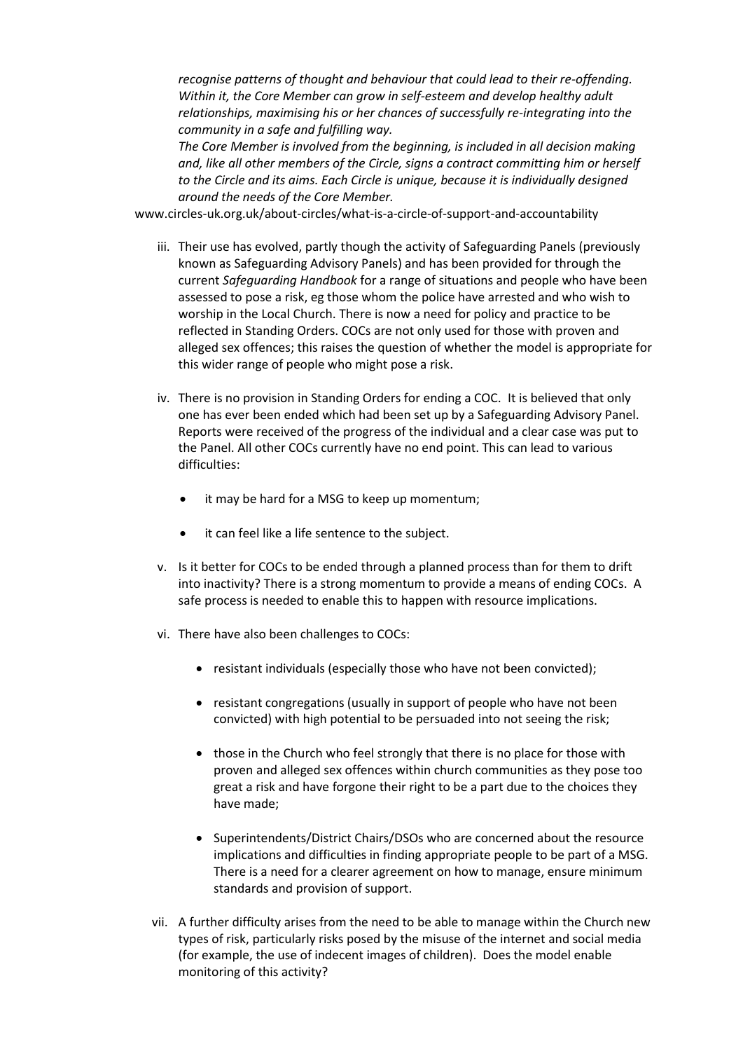*recognise patterns of thought and behaviour that could lead to their re-offending. Within it, the Core Member can grow in self-esteem and develop healthy adult relationships, maximising his or her chances of successfully re-integrating into the community in a safe and fulfilling way.*

*The Core Member is involved from the beginning, is included in all decision making and, like all other members of the Circle, signs a contract committing him or herself to the Circle and its aims. Each Circle is unique, because it is individually designed around the needs of the Core Member.*

www.circles-uk.org.uk/about-circles/what-is-a-circle-of-support-and-accountability

iii. Their use has evolved, partly though the activity of Safeguarding Panels (previously known as Safeguarding Advisory Panels) and has been provided for through the current *Safeguarding Handbook* for a range of situations and people who have been assessed to pose a risk, eg those whom the police have arrested and who wish to worship in the Local Church. There is now a need for policy and practice to be reflected in Standing Orders. COCs are not only used for those with proven and alleged sex offences; this raises the question of whether the model is appropriate for this wider range of people who might pose a risk.

iv. There is no provision in Standing Orders for ending a COC. It is believed that only one has ever been ended which had been set up by a Safeguarding Advisory Panel. Reports were received of the progress of the individual and a clear case was put to the Panel. All other COCs currently have no end point. This can lead to various difficulties:

- it may be hard for a MSG to keep up momentum;
- it can feel like a life sentence to the subject.

v. Is it better for COCs to be ended through a planned process than for them to drift into inactivity? There is a strong momentum to provide a means of ending COCs. A safe process is needed to enable this to happen with resource implications.

vi. There have also been challenges to COCs:

- resistant individuals (especially those who have not been convicted);
- resistant congregations (usually in support of people who have not been convicted) with high potential to be persuaded into not seeing the risk;
- those in the Church who feel strongly that there is no place for those with proven and alleged sex offences within church communities as they pose too great a risk and have forgone their right to be a part due to the choices they have made;
- Superintendents/District Chairs/DSOs who are concerned about the resource implications and difficulties in finding appropriate people to be part of a MSG. There is a need for a clearer agreement on how to manage, ensure minimum standards and provision of support.

vii. A further difficulty arises from the need to be able to manage within the Church new types of risk, particularly risks posed by the misuse of the internet and social media (for example, the use of indecent images of children). Does the model enable monitoring of this activity?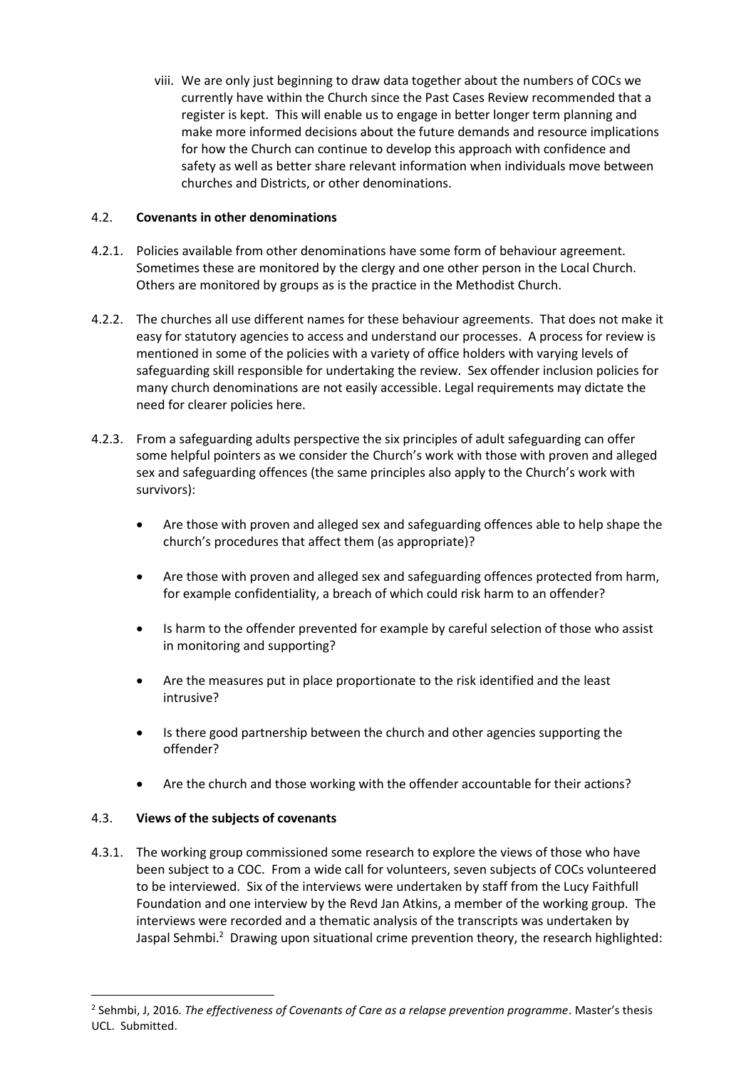viii. We are only just beginning to draw data together about the numbers of COCs we currently have within the Church since the Past Cases Review recommended that a register is kept. This will enable us to engage in better longer term planning and make more informed decisions about the future demands and resource implications for how the Church can continue to develop this approach with confidence and safety as well as better share relevant information when individuals move between churches and Districts, or other denominations.

4.2. **Covenants in other denominations**

4.2.1. Policies available from other denominations have some form of behaviour agreement. Sometimes these are monitored by the clergy and one other person in the Local Church. Others are monitored by groups as is the practice in the Methodist Church.

4.2.2. The churches all use different names for these behaviour agreements. That does not make it easy for statutory agencies to access and understand our processes. A process for review is mentioned in some of the policies with a variety of office holders with varying levels of safeguarding skill responsible for undertaking the review. Sex offender inclusion policies for many church denominations are not easily accessible. Legal requirements may dictate the need for clearer policies here.

4.2.3. From a safeguarding adults perspective the six principles of adult safeguarding can offer some helpful pointers as we consider the Church's work with those with proven and alleged sex and safeguarding offences (the same principles also apply to the Church's work with survivors):

- Are those with proven and alleged sex and safeguarding offences able to help shape the church's procedures that affect them (as appropriate)?
- Are those with proven and alleged sex and safeguarding offences protected from harm, for example confidentiality, a breach of which could risk harm to an offender?
- Is harm to the offender prevented for example by careful selection of those who assist in monitoring and supporting?
- Are the measures put in place proportionate to the risk identified and the least intrusive?
- Is there good partnership between the church and other agencies supporting the offender?
- Are the church and those working with the offender accountable for their actions?

4.3. **Views of the subjects of covenants**

4.3.1. The working group commissioned some research to explore the views of those who have been subject to a COC. From a wide call for volunteers, seven subjects of COCs volunteered to be interviewed. Six of the interviews were undertaken by staff from the Lucy Faithfull Foundation and one interview by the Revd Jan Atkins, a member of the working group. The interviews were recorded and a thematic analysis of the transcripts was undertaken by Jaspal Sehmbi.[2] Drawing upon situational crime prevention theory, the research highlighted:

[2] Sehmbi, J, 2016. *The effectiveness of Covenants of Care as a relapse prevention programme*. Master's thesis UCL. Submitted.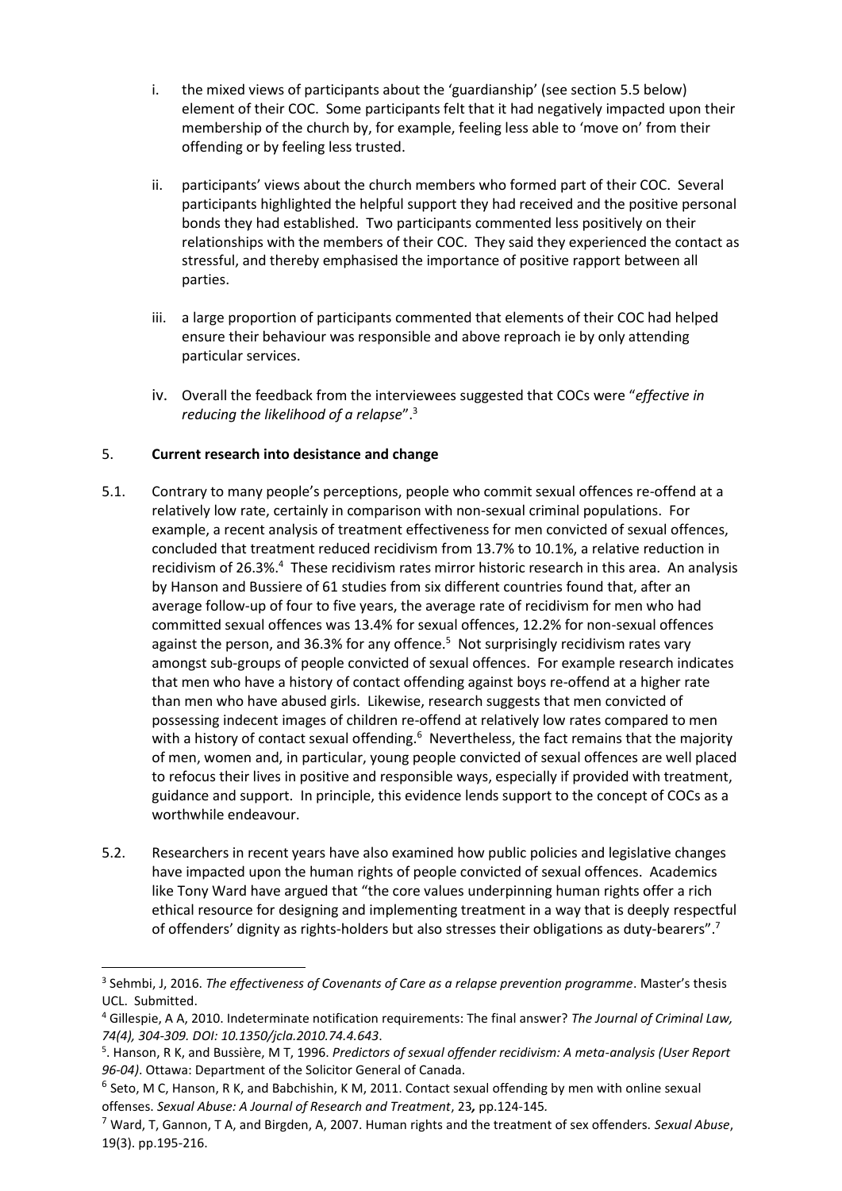i. the mixed views of participants about the 'guardianship' (see section 5.5 below) element of their COC. Some participants felt that it had negatively impacted upon their membership of the church by, for example, feeling less able to 'move on' from their offending or by feeling less trusted.

ii. participants' views about the church members who formed part of their COC. Several participants highlighted the helpful support they had received and the positive personal bonds they had established. Two participants commented less positively on their relationships with the members of their COC. They said they experienced the contact as stressful, and thereby emphasised the importance of positive rapport between all parties.

iii. a large proportion of participants commented that elements of their COC had helped ensure their behaviour was responsible and above reproach ie by only attending particular services.

iv. Overall the feedback from the interviewees suggested that COCs were "*effective in reducing the likelihood of a relapse*".[3]

## 5. **Current research into desistance and change**

5.1. Contrary to many people's perceptions, people who commit sexual offences re-offend at a relatively low rate, certainly in comparison with non-sexual criminal populations. For example, a recent analysis of treatment effectiveness for men convicted of sexual offences, concluded that treatment reduced recidivism from 13.7% to 10.1%, a relative reduction in recidivism of 26.3%.[4] These recidivism rates mirror historic research in this area. An analysis by Hanson and Bussiere of 61 studies from six different countries found that, after an average follow-up of four to five years, the average rate of recidivism for men who had committed sexual offences was 13.4% for sexual offences, 12.2% for non-sexual offences against the person, and 36.3% for any offence.[5] Not surprisingly recidivism rates vary amongst sub-groups of people convicted of sexual offences. For example research indicates that men who have a history of contact offending against boys re-offend at a higher rate than men who have abused girls. Likewise, research suggests that men convicted of possessing indecent images of children re-offend at relatively low rates compared to men with a history of contact sexual offending.[6] Nevertheless, the fact remains that the majority of men, women and, in particular, young people convicted of sexual offences are well placed to refocus their lives in positive and responsible ways, especially if provided with treatment, guidance and support. In principle, this evidence lends support to the concept of COCs as a worthwhile endeavour.

5.2. Researchers in recent years have also examined how public policies and legislative changes have impacted upon the human rights of people convicted of sexual offences. Academics like Tony Ward have argued that "the core values underpinning human rights offer a rich ethical resource for designing and implementing treatment in a way that is deeply respectful of offenders' dignity as rights-holders but also stresses their obligations as duty-bearers".[7]

---

[3] Sehmbi, J, 2016. *The effectiveness of Covenants of Care as a relapse prevention programme*. Master's thesis UCL. Submitted.

[4] Gillespie, A A, 2010. Indeterminate notification requirements: The final answer? *The Journal of Criminal Law, 74(4), 304-309. DOI: 10.1350/jcla.2010.74.4.643*.

[5]. Hanson, R K, and Bussière, M T, 1996. *Predictors of sexual offender recidivism: A meta-analysis (User Report 96-04)*. Ottawa: Department of the Solicitor General of Canada.

[6] Seto, M C, Hanson, R K, and Babchishin, K M, 2011. Contact sexual offending by men with online sexual offenses. *Sexual Abuse: A Journal of Research and Treatment*, 23**,** pp.124-145*.*

[7] Ward, T, Gannon, T A, and Birgden, A, 2007. Human rights and the treatment of sex offenders. *Sexual Abuse*, 19(3). pp.195-216.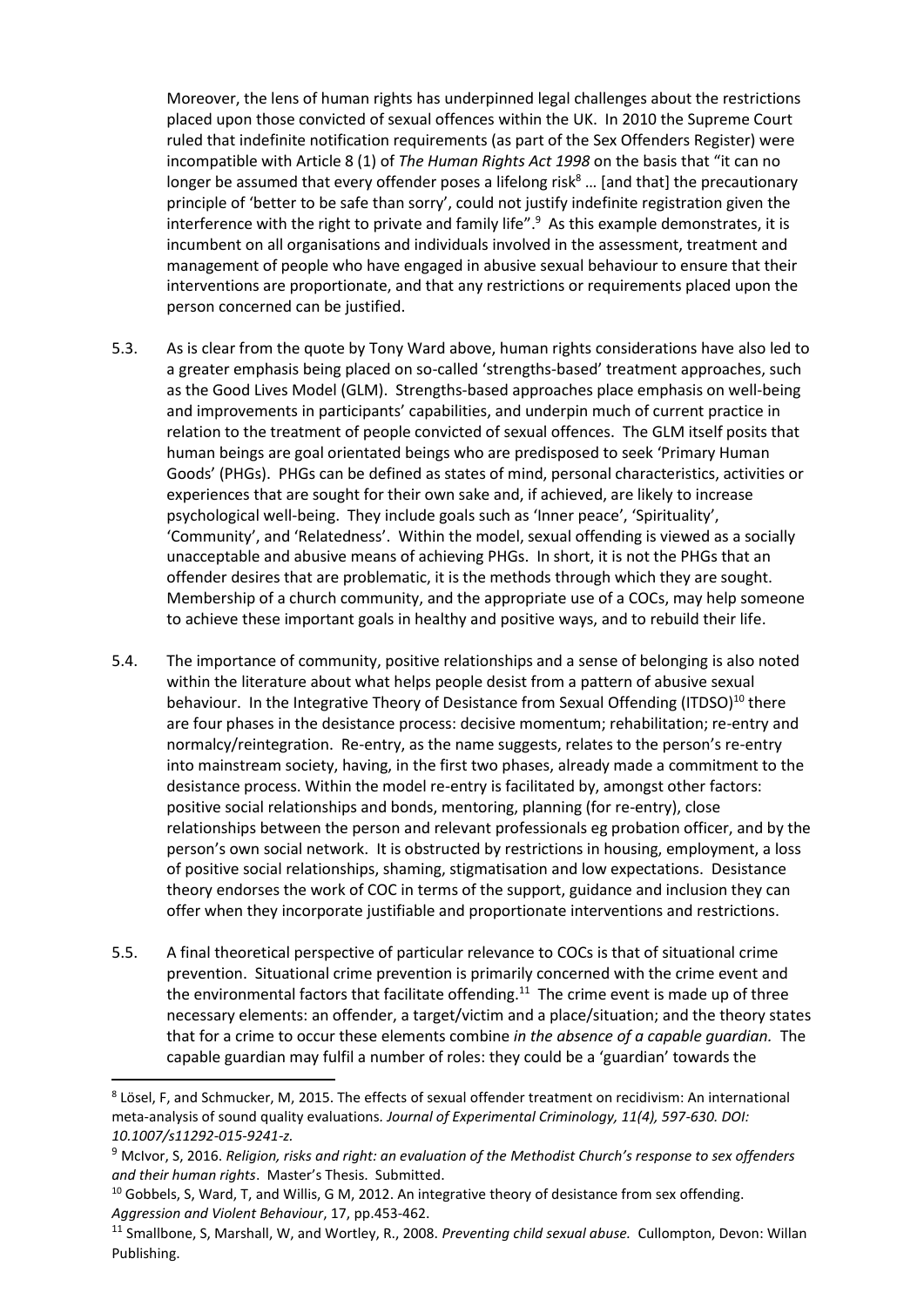Moreover, the lens of human rights has underpinned legal challenges about the restrictions placed upon those convicted of sexual offences within the UK. In 2010 the Supreme Court ruled that indefinite notification requirements (as part of the Sex Offenders Register) were incompatible with Article 8 (1) of *The Human Rights Act 1998* on the basis that "it can no longer be assumed that every offender poses a lifelong risk[8] … [and that] the precautionary principle of 'better to be safe than sorry', could not justify indefinite registration given the interference with the right to private and family life".[9] As this example demonstrates, it is incumbent on all organisations and individuals involved in the assessment, treatment and management of people who have engaged in abusive sexual behaviour to ensure that their interventions are proportionate, and that any restrictions or requirements placed upon the person concerned can be justified.

5.3. As is clear from the quote by Tony Ward above, human rights considerations have also led to a greater emphasis being placed on so-called 'strengths-based' treatment approaches, such as the Good Lives Model (GLM). Strengths-based approaches place emphasis on well-being and improvements in participants' capabilities, and underpin much of current practice in relation to the treatment of people convicted of sexual offences. The GLM itself posits that human beings are goal orientated beings who are predisposed to seek 'Primary Human Goods' (PHGs). PHGs can be defined as states of mind, personal characteristics, activities or experiences that are sought for their own sake and, if achieved, are likely to increase psychological well-being. They include goals such as 'Inner peace', 'Spirituality', 'Community', and 'Relatedness'. Within the model, sexual offending is viewed as a socially unacceptable and abusive means of achieving PHGs. In short, it is not the PHGs that an offender desires that are problematic, it is the methods through which they are sought. Membership of a church community, and the appropriate use of a COCs, may help someone to achieve these important goals in healthy and positive ways, and to rebuild their life.

5.4. The importance of community, positive relationships and a sense of belonging is also noted within the literature about what helps people desist from a pattern of abusive sexual behaviour. In the Integrative Theory of Desistance from Sexual Offending (ITDSO)[10] there are four phases in the desistance process: decisive momentum; rehabilitation; re-entry and normalcy/reintegration. Re-entry, as the name suggests, relates to the person's re-entry into mainstream society, having, in the first two phases, already made a commitment to the desistance process. Within the model re-entry is facilitated by, amongst other factors: positive social relationships and bonds, mentoring, planning (for re-entry), close relationships between the person and relevant professionals eg probation officer, and by the person's own social network. It is obstructed by restrictions in housing, employment, a loss of positive social relationships, shaming, stigmatisation and low expectations. Desistance theory endorses the work of COC in terms of the support, guidance and inclusion they can offer when they incorporate justifiable and proportionate interventions and restrictions.

5.5. A final theoretical perspective of particular relevance to COCs is that of situational crime prevention. Situational crime prevention is primarily concerned with the crime event and the environmental factors that facilitate offending.[11] The crime event is made up of three necessary elements: an offender, a target/victim and a place/situation; and the theory states that for a crime to occur these elements combine *in the absence of a capable guardian.* The capable guardian may fulfil a number of roles: they could be a 'guardian' towards the

---

[8] Lösel, F, and Schmucker, M, 2015. The effects of sexual offender treatment on recidivism: An international meta-analysis of sound quality evaluations. *Journal of Experimental Criminology, 11(4), 597-630. DOI: 10.1007/s11292-015-9241-z.*

[9] McIvor, S, 2016. *Religion, risks and right: an evaluation of the Methodist Church's response to sex offenders and their human rights*. Master's Thesis. Submitted.

[10] Gobbels, S, Ward, T, and Willis, G M, 2012. An integrative theory of desistance from sex offending. *Aggression and Violent Behaviour*, 17, pp.453-462.

[11] Smallbone, S, Marshall, W, and Wortley, R., 2008. *Preventing child sexual abuse.* Cullompton, Devon: Willan Publishing.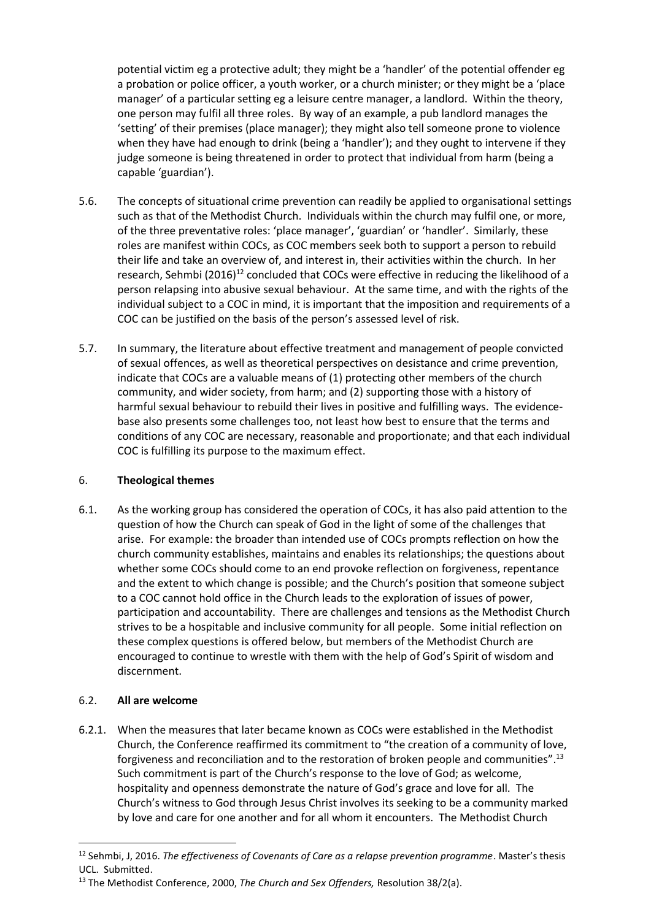potential victim eg a protective adult; they might be a 'handler' of the potential offender eg a probation or police officer, a youth worker, or a church minister; or they might be a 'place manager' of a particular setting eg a leisure centre manager, a landlord. Within the theory, one person may fulfil all three roles. By way of an example, a pub landlord manages the 'setting' of their premises (place manager); they might also tell someone prone to violence when they have had enough to drink (being a 'handler'); and they ought to intervene if they judge someone is being threatened in order to protect that individual from harm (being a capable 'guardian').

5.6. The concepts of situational crime prevention can readily be applied to organisational settings such as that of the Methodist Church. Individuals within the church may fulfil one, or more, of the three preventative roles: 'place manager', 'guardian' or 'handler'. Similarly, these roles are manifest within COCs, as COC members seek both to support a person to rebuild their life and take an overview of, and interest in, their activities within the church. In her research, Sehmbi (2016)[12] concluded that COCs were effective in reducing the likelihood of a person relapsing into abusive sexual behaviour. At the same time, and with the rights of the individual subject to a COC in mind, it is important that the imposition and requirements of a COC can be justified on the basis of the person's assessed level of risk.

5.7. In summary, the literature about effective treatment and management of people convicted of sexual offences, as well as theoretical perspectives on desistance and crime prevention, indicate that COCs are a valuable means of (1) protecting other members of the church community, and wider society, from harm; and (2) supporting those with a history of harmful sexual behaviour to rebuild their lives in positive and fulfilling ways. The evidence-base also presents some challenges too, not least how best to ensure that the terms and conditions of any COC are necessary, reasonable and proportionate; and that each individual COC is fulfilling its purpose to the maximum effect.

## 6. Theological themes

6.1. As the working group has considered the operation of COCs, it has also paid attention to the question of how the Church can speak of God in the light of some of the challenges that arise. For example: the broader than intended use of COCs prompts reflection on how the church community establishes, maintains and enables its relationships; the questions about whether some COCs should come to an end provoke reflection on forgiveness, repentance and the extent to which change is possible; and the Church's position that someone subject to a COC cannot hold office in the Church leads to the exploration of issues of power, participation and accountability. There are challenges and tensions as the Methodist Church strives to be a hospitable and inclusive community for all people. Some initial reflection on these complex questions is offered below, but members of the Methodist Church are encouraged to continue to wrestle with them with the help of God's Spirit of wisdom and discernment.

### 6.2. All are welcome

6.2.1. When the measures that later became known as COCs were established in the Methodist Church, the Conference reaffirmed its commitment to "the creation of a community of love, forgiveness and reconciliation and to the restoration of broken people and communities".[13] Such commitment is part of the Church's response to the love of God; as welcome, hospitality and openness demonstrate the nature of God's grace and love for all. The Church's witness to God through Jesus Christ involves its seeking to be a community marked by love and care for one another and for all whom it encounters. The Methodist Church

---

[12] Sehmbi, J, 2016. *The effectiveness of Covenants of Care as a relapse prevention programme*. Master's thesis UCL. Submitted.

[13] The Methodist Conference, 2000, *The Church and Sex Offenders,* Resolution 38/2(a).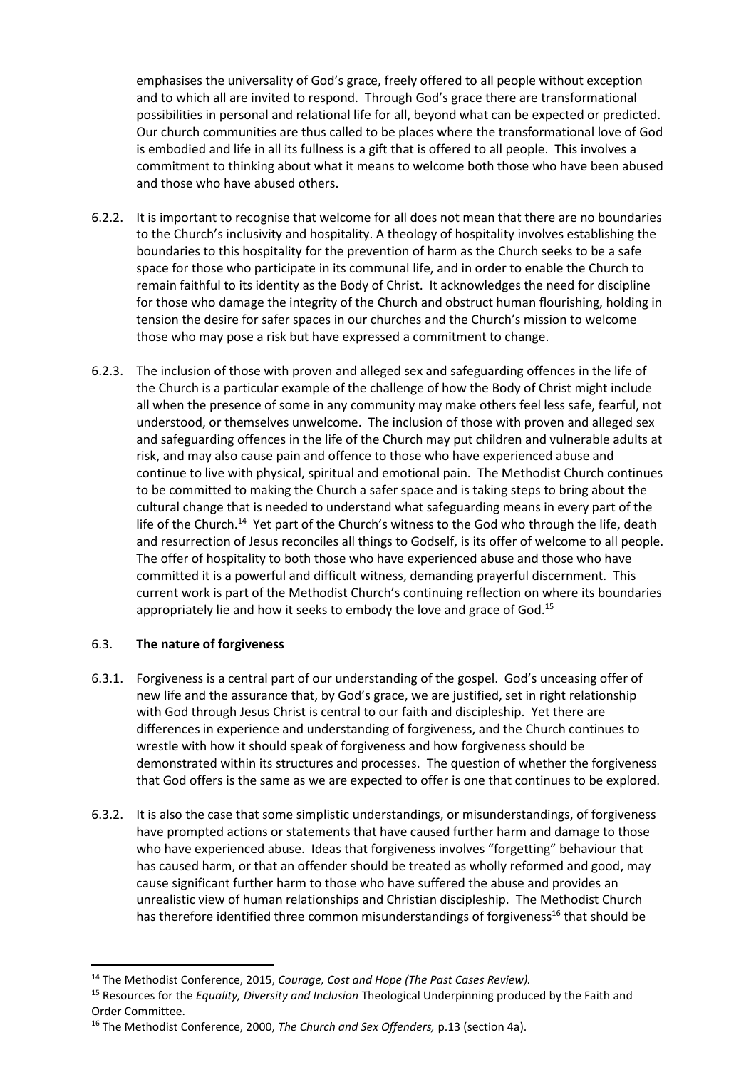emphasises the universality of God's grace, freely offered to all people without exception and to which all are invited to respond. Through God's grace there are transformational possibilities in personal and relational life for all, beyond what can be expected or predicted. Our church communities are thus called to be places where the transformational love of God is embodied and life in all its fullness is a gift that is offered to all people. This involves a commitment to thinking about what it means to welcome both those who have been abused and those who have abused others.

6.2.2. It is important to recognise that welcome for all does not mean that there are no boundaries to the Church's inclusivity and hospitality. A theology of hospitality involves establishing the boundaries to this hospitality for the prevention of harm as the Church seeks to be a safe space for those who participate in its communal life, and in order to enable the Church to remain faithful to its identity as the Body of Christ. It acknowledges the need for discipline for those who damage the integrity of the Church and obstruct human flourishing, holding in tension the desire for safer spaces in our churches and the Church's mission to welcome those who may pose a risk but have expressed a commitment to change.

6.2.3. The inclusion of those with proven and alleged sex and safeguarding offences in the life of the Church is a particular example of the challenge of how the Body of Christ might include all when the presence of some in any community may make others feel less safe, fearful, not understood, or themselves unwelcome. The inclusion of those with proven and alleged sex and safeguarding offences in the life of the Church may put children and vulnerable adults at risk, and may also cause pain and offence to those who have experienced abuse and continue to live with physical, spiritual and emotional pain. The Methodist Church continues to be committed to making the Church a safer space and is taking steps to bring about the cultural change that is needed to understand what safeguarding means in every part of the life of the Church.[14] Yet part of the Church's witness to the God who through the life, death and resurrection of Jesus reconciles all things to Godself, is its offer of welcome to all people. The offer of hospitality to both those who have experienced abuse and those who have committed it is a powerful and difficult witness, demanding prayerful discernment. This current work is part of the Methodist Church's continuing reflection on where its boundaries appropriately lie and how it seeks to embody the love and grace of God.[15]

### 6.3. **The nature of forgiveness**

6.3.1. Forgiveness is a central part of our understanding of the gospel. God's unceasing offer of new life and the assurance that, by God's grace, we are justified, set in right relationship with God through Jesus Christ is central to our faith and discipleship. Yet there are differences in experience and understanding of forgiveness, and the Church continues to wrestle with how it should speak of forgiveness and how forgiveness should be demonstrated within its structures and processes. The question of whether the forgiveness that God offers is the same as we are expected to offer is one that continues to be explored.

6.3.2. It is also the case that some simplistic understandings, or misunderstandings, of forgiveness have prompted actions or statements that have caused further harm and damage to those who have experienced abuse. Ideas that forgiveness involves "forgetting" behaviour that has caused harm, or that an offender should be treated as wholly reformed and good, may cause significant further harm to those who have suffered the abuse and provides an unrealistic view of human relationships and Christian discipleship. The Methodist Church has therefore identified three common misunderstandings of forgiveness[16] that should be

---

[14] The Methodist Conference, 2015, *Courage, Cost and Hope (The Past Cases Review).*

[15] Resources for the *Equality, Diversity and Inclusion* Theological Underpinning produced by the Faith and Order Committee.

[16] The Methodist Conference, 2000, *The Church and Sex Offenders,* p.13 (section 4a).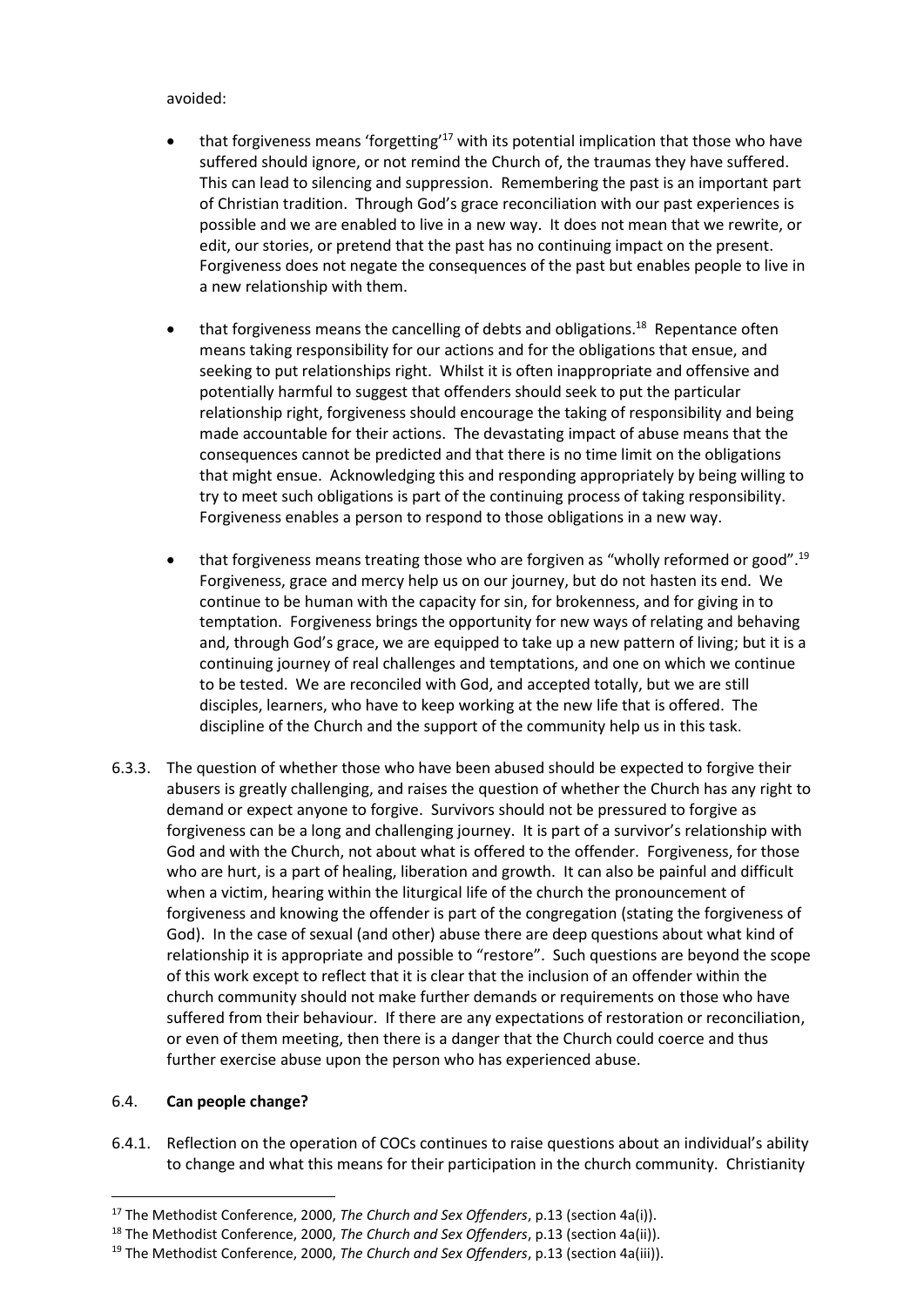avoided:

- that forgiveness means 'forgetting'[17] with its potential implication that those who have suffered should ignore, or not remind the Church of, the traumas they have suffered. This can lead to silencing and suppression. Remembering the past is an important part of Christian tradition. Through God's grace reconciliation with our past experiences is possible and we are enabled to live in a new way. It does not mean that we rewrite, or edit, our stories, or pretend that the past has no continuing impact on the present. Forgiveness does not negate the consequences of the past but enables people to live in a new relationship with them.

- that forgiveness means the cancelling of debts and obligations.[18] Repentance often means taking responsibility for our actions and for the obligations that ensue, and seeking to put relationships right. Whilst it is often inappropriate and offensive and potentially harmful to suggest that offenders should seek to put the particular relationship right, forgiveness should encourage the taking of responsibility and being made accountable for their actions. The devastating impact of abuse means that the consequences cannot be predicted and that there is no time limit on the obligations that might ensue. Acknowledging this and responding appropriately by being willing to try to meet such obligations is part of the continuing process of taking responsibility. Forgiveness enables a person to respond to those obligations in a new way.

- that forgiveness means treating those who are forgiven as "wholly reformed or good".[19] Forgiveness, grace and mercy help us on our journey, but do not hasten its end. We continue to be human with the capacity for sin, for brokenness, and for giving in to temptation. Forgiveness brings the opportunity for new ways of relating and behaving and, through God's grace, we are equipped to take up a new pattern of living; but it is a continuing journey of real challenges and temptations, and one on which we continue to be tested. We are reconciled with God, and accepted totally, but we are still disciples, learners, who have to keep working at the new life that is offered. The discipline of the Church and the support of the community help us in this task.

6.3.3. The question of whether those who have been abused should be expected to forgive their abusers is greatly challenging, and raises the question of whether the Church has any right to demand or expect anyone to forgive. Survivors should not be pressured to forgive as forgiveness can be a long and challenging journey. It is part of a survivor's relationship with God and with the Church, not about what is offered to the offender. Forgiveness, for those who are hurt, is a part of healing, liberation and growth. It can also be painful and difficult when a victim, hearing within the liturgical life of the church the pronouncement of forgiveness and knowing the offender is part of the congregation (stating the forgiveness of God). In the case of sexual (and other) abuse there are deep questions about what kind of relationship it is appropriate and possible to "restore". Such questions are beyond the scope of this work except to reflect that it is clear that the inclusion of an offender within the church community should not make further demands or requirements on those who have suffered from their behaviour. If there are any expectations of restoration or reconciliation, or even of them meeting, then there is a danger that the Church could coerce and thus further exercise abuse upon the person who has experienced abuse.

## 6.4. **Can people change?**

6.4.1. Reflection on the operation of COCs continues to raise questions about an individual's ability to change and what this means for their participation in the church community. Christianity

---

[17] The Methodist Conference, 2000, *The Church and Sex Offenders*, p.13 (section 4a(i)).

[18] The Methodist Conference, 2000, *The Church and Sex Offenders*, p.13 (section 4a(ii)).

[19] The Methodist Conference, 2000, *The Church and Sex Offenders*, p.13 (section 4a(iii)).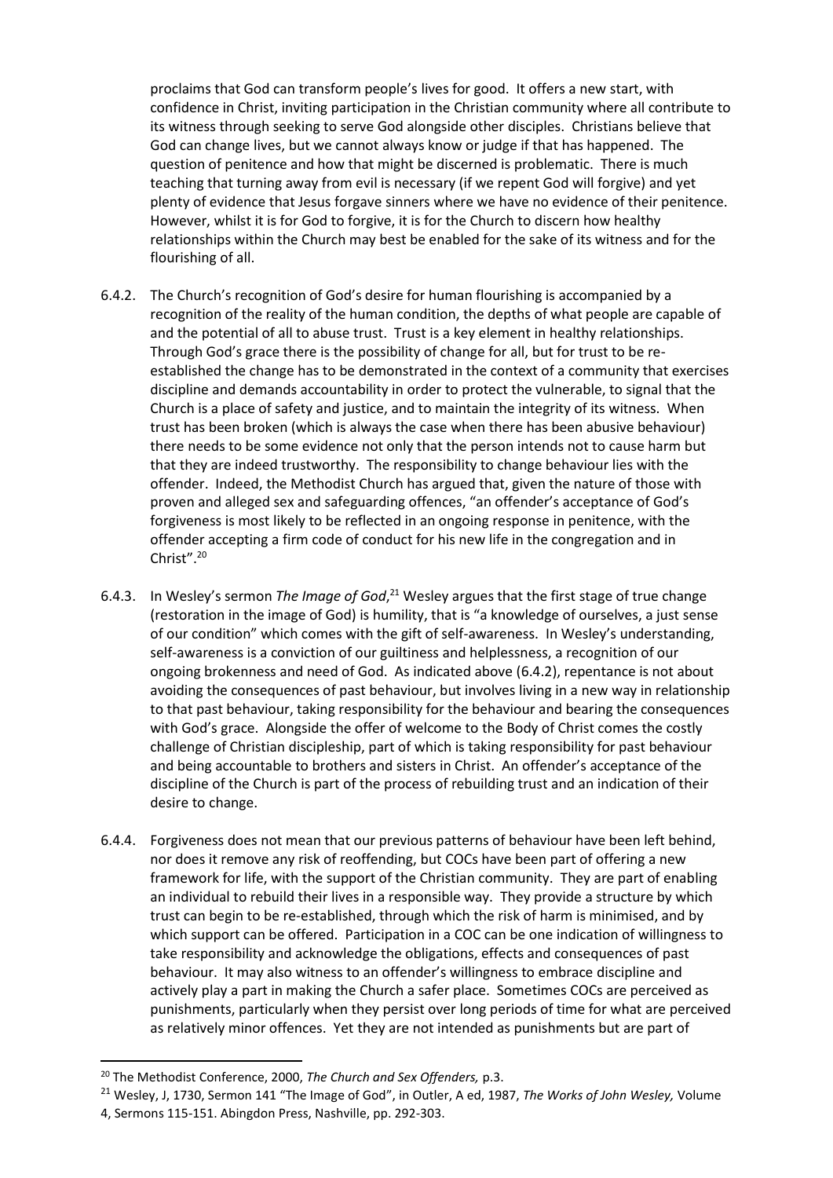proclaims that God can transform people's lives for good. It offers a new start, with confidence in Christ, inviting participation in the Christian community where all contribute to its witness through seeking to serve God alongside other disciples. Christians believe that God can change lives, but we cannot always know or judge if that has happened. The question of penitence and how that might be discerned is problematic. There is much teaching that turning away from evil is necessary (if we repent God will forgive) and yet plenty of evidence that Jesus forgave sinners where we have no evidence of their penitence. However, whilst it is for God to forgive, it is for the Church to discern how healthy relationships within the Church may best be enabled for the sake of its witness and for the flourishing of all.

6.4.2. The Church's recognition of God's desire for human flourishing is accompanied by a recognition of the reality of the human condition, the depths of what people are capable of and the potential of all to abuse trust. Trust is a key element in healthy relationships. Through God's grace there is the possibility of change for all, but for trust to be re-established the change has to be demonstrated in the context of a community that exercises discipline and demands accountability in order to protect the vulnerable, to signal that the Church is a place of safety and justice, and to maintain the integrity of its witness. When trust has been broken (which is always the case when there has been abusive behaviour) there needs to be some evidence not only that the person intends not to cause harm but that they are indeed trustworthy. The responsibility to change behaviour lies with the offender. Indeed, the Methodist Church has argued that, given the nature of those with proven and alleged sex and safeguarding offences, "an offender's acceptance of God's forgiveness is most likely to be reflected in an ongoing response in penitence, with the offender accepting a firm code of conduct for his new life in the congregation and in Christ".[20]

6.4.3. In Wesley's sermon *The Image of God*,[21] Wesley argues that the first stage of true change (restoration in the image of God) is humility, that is "a knowledge of ourselves, a just sense of our condition" which comes with the gift of self-awareness. In Wesley's understanding, self-awareness is a conviction of our guiltiness and helplessness, a recognition of our ongoing brokenness and need of God. As indicated above (6.4.2), repentance is not about avoiding the consequences of past behaviour, but involves living in a new way in relationship to that past behaviour, taking responsibility for the behaviour and bearing the consequences with God's grace. Alongside the offer of welcome to the Body of Christ comes the costly challenge of Christian discipleship, part of which is taking responsibility for past behaviour and being accountable to brothers and sisters in Christ. An offender's acceptance of the discipline of the Church is part of the process of rebuilding trust and an indication of their desire to change.

6.4.4. Forgiveness does not mean that our previous patterns of behaviour have been left behind, nor does it remove any risk of reoffending, but COCs have been part of offering a new framework for life, with the support of the Christian community. They are part of enabling an individual to rebuild their lives in a responsible way. They provide a structure by which trust can begin to be re-established, through which the risk of harm is minimised, and by which support can be offered. Participation in a COC can be one indication of willingness to take responsibility and acknowledge the obligations, effects and consequences of past behaviour. It may also witness to an offender's willingness to embrace discipline and actively play a part in making the Church a safer place. Sometimes COCs are perceived as punishments, particularly when they persist over long periods of time for what are perceived as relatively minor offences. Yet they are not intended as punishments but are part of

---

[20] The Methodist Conference, 2000, *The Church and Sex Offenders,* p.3.

[21] Wesley, J, 1730, Sermon 141 "The Image of God", in Outler, A ed, 1987, *The Works of John Wesley,* Volume 4, Sermons 115-151. Abingdon Press, Nashville, pp. 292-303.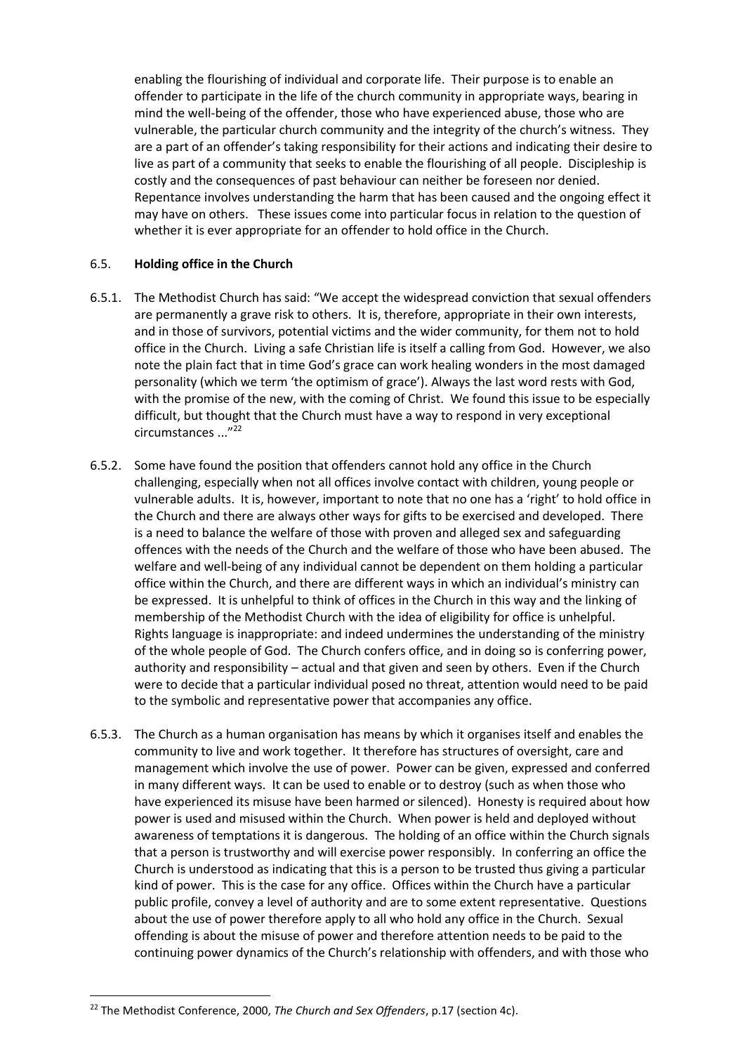enabling the flourishing of individual and corporate life. Their purpose is to enable an offender to participate in the life of the church community in appropriate ways, bearing in mind the well-being of the offender, those who have experienced abuse, those who are vulnerable, the particular church community and the integrity of the church's witness. They are a part of an offender's taking responsibility for their actions and indicating their desire to live as part of a community that seeks to enable the flourishing of all people. Discipleship is costly and the consequences of past behaviour can neither be foreseen nor denied. Repentance involves understanding the harm that has been caused and the ongoing effect it may have on others. These issues come into particular focus in relation to the question of whether it is ever appropriate for an offender to hold office in the Church.

### 6.5. Holding office in the Church

6.5.1. The Methodist Church has said: "We accept the widespread conviction that sexual offenders are permanently a grave risk to others. It is, therefore, appropriate in their own interests, and in those of survivors, potential victims and the wider community, for them not to hold office in the Church. Living a safe Christian life is itself a calling from God. However, we also note the plain fact that in time God's grace can work healing wonders in the most damaged personality (which we term 'the optimism of grace'). Always the last word rests with God, with the promise of the new, with the coming of Christ. We found this issue to be especially difficult, but thought that the Church must have a way to respond in very exceptional circumstances ..."[22]

6.5.2. Some have found the position that offenders cannot hold any office in the Church challenging, especially when not all offices involve contact with children, young people or vulnerable adults. It is, however, important to note that no one has a 'right' to hold office in the Church and there are always other ways for gifts to be exercised and developed. There is a need to balance the welfare of those with proven and alleged sex and safeguarding offences with the needs of the Church and the welfare of those who have been abused. The welfare and well-being of any individual cannot be dependent on them holding a particular office within the Church, and there are different ways in which an individual's ministry can be expressed. It is unhelpful to think of offices in the Church in this way and the linking of membership of the Methodist Church with the idea of eligibility for office is unhelpful. Rights language is inappropriate: and indeed undermines the understanding of the ministry of the whole people of God. The Church confers office, and in doing so is conferring power, authority and responsibility – actual and that given and seen by others. Even if the Church were to decide that a particular individual posed no threat, attention would need to be paid to the symbolic and representative power that accompanies any office.

6.5.3. The Church as a human organisation has means by which it organises itself and enables the community to live and work together. It therefore has structures of oversight, care and management which involve the use of power. Power can be given, expressed and conferred in many different ways. It can be used to enable or to destroy (such as when those who have experienced its misuse have been harmed or silenced). Honesty is required about how power is used and misused within the Church. When power is held and deployed without awareness of temptations it is dangerous. The holding of an office within the Church signals that a person is trustworthy and will exercise power responsibly. In conferring an office the Church is understood as indicating that this is a person to be trusted thus giving a particular kind of power. This is the case for any office. Offices within the Church have a particular public profile, convey a level of authority and are to some extent representative. Questions about the use of power therefore apply to all who hold any office in the Church. Sexual offending is about the misuse of power and therefore attention needs to be paid to the continuing power dynamics of the Church's relationship with offenders, and with those who

[22] The Methodist Conference, 2000, *The Church and Sex Offenders*, p.17 (section 4c).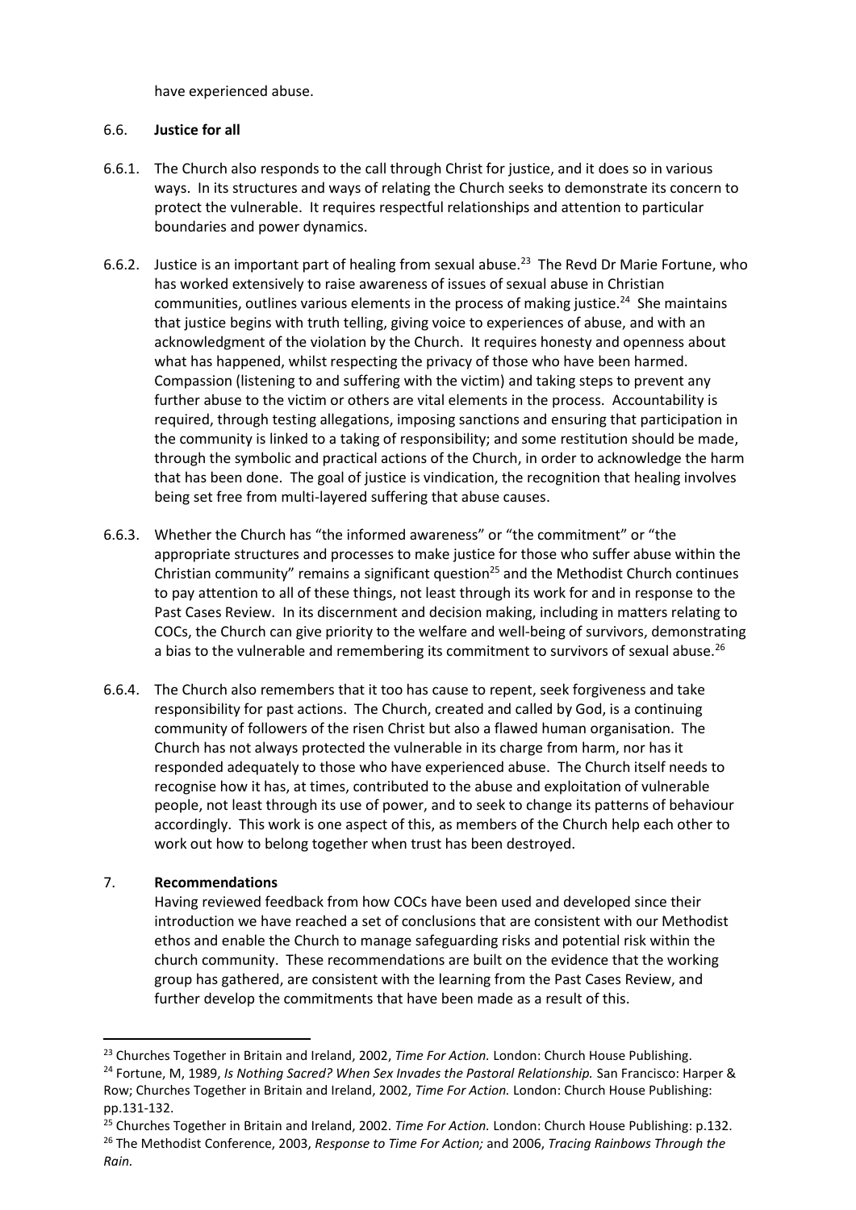have experienced abuse.

### 6.6. **Justice for all**

6.6.1. The Church also responds to the call through Christ for justice, and it does so in various ways. In its structures and ways of relating the Church seeks to demonstrate its concern to protect the vulnerable. It requires respectful relationships and attention to particular boundaries and power dynamics.

6.6.2. Justice is an important part of healing from sexual abuse.[23] The Revd Dr Marie Fortune, who has worked extensively to raise awareness of issues of sexual abuse in Christian communities, outlines various elements in the process of making justice.[24] She maintains that justice begins with truth telling, giving voice to experiences of abuse, and with an acknowledgment of the violation by the Church. It requires honesty and openness about what has happened, whilst respecting the privacy of those who have been harmed. Compassion (listening to and suffering with the victim) and taking steps to prevent any further abuse to the victim or others are vital elements in the process. Accountability is required, through testing allegations, imposing sanctions and ensuring that participation in the community is linked to a taking of responsibility; and some restitution should be made, through the symbolic and practical actions of the Church, in order to acknowledge the harm that has been done. The goal of justice is vindication, the recognition that healing involves being set free from multi-layered suffering that abuse causes.

6.6.3. Whether the Church has "the informed awareness" or "the commitment" or "the appropriate structures and processes to make justice for those who suffer abuse within the Christian community" remains a significant question[25] and the Methodist Church continues to pay attention to all of these things, not least through its work for and in response to the Past Cases Review. In its discernment and decision making, including in matters relating to COCs, the Church can give priority to the welfare and well-being of survivors, demonstrating a bias to the vulnerable and remembering its commitment to survivors of sexual abuse.[26]

6.6.4. The Church also remembers that it too has cause to repent, seek forgiveness and take responsibility for past actions. The Church, created and called by God, is a continuing community of followers of the risen Christ but also a flawed human organisation. The Church has not always protected the vulnerable in its charge from harm, nor has it responded adequately to those who have experienced abuse. The Church itself needs to recognise how it has, at times, contributed to the abuse and exploitation of vulnerable people, not least through its use of power, and to seek to change its patterns of behaviour accordingly. This work is one aspect of this, as members of the Church help each other to work out how to belong together when trust has been destroyed.

## 7. **Recommendations**

Having reviewed feedback from how COCs have been used and developed since their introduction we have reached a set of conclusions that are consistent with our Methodist ethos and enable the Church to manage safeguarding risks and potential risk within the church community. These recommendations are built on the evidence that the working group has gathered, are consistent with the learning from the Past Cases Review, and further develop the commitments that have been made as a result of this.

---

[23] Churches Together in Britain and Ireland, 2002, *Time For Action.* London: Church House Publishing.

[24] Fortune, M, 1989, *Is Nothing Sacred? When Sex Invades the Pastoral Relationship.* San Francisco: Harper & Row; Churches Together in Britain and Ireland, 2002, *Time For Action.* London: Church House Publishing: pp.131-132.

[25] Churches Together in Britain and Ireland, 2002. *Time For Action.* London: Church House Publishing: p.132.

[26] The Methodist Conference, 2003, *Response to Time For Action;* and 2006, *Tracing Rainbows Through the Rain.*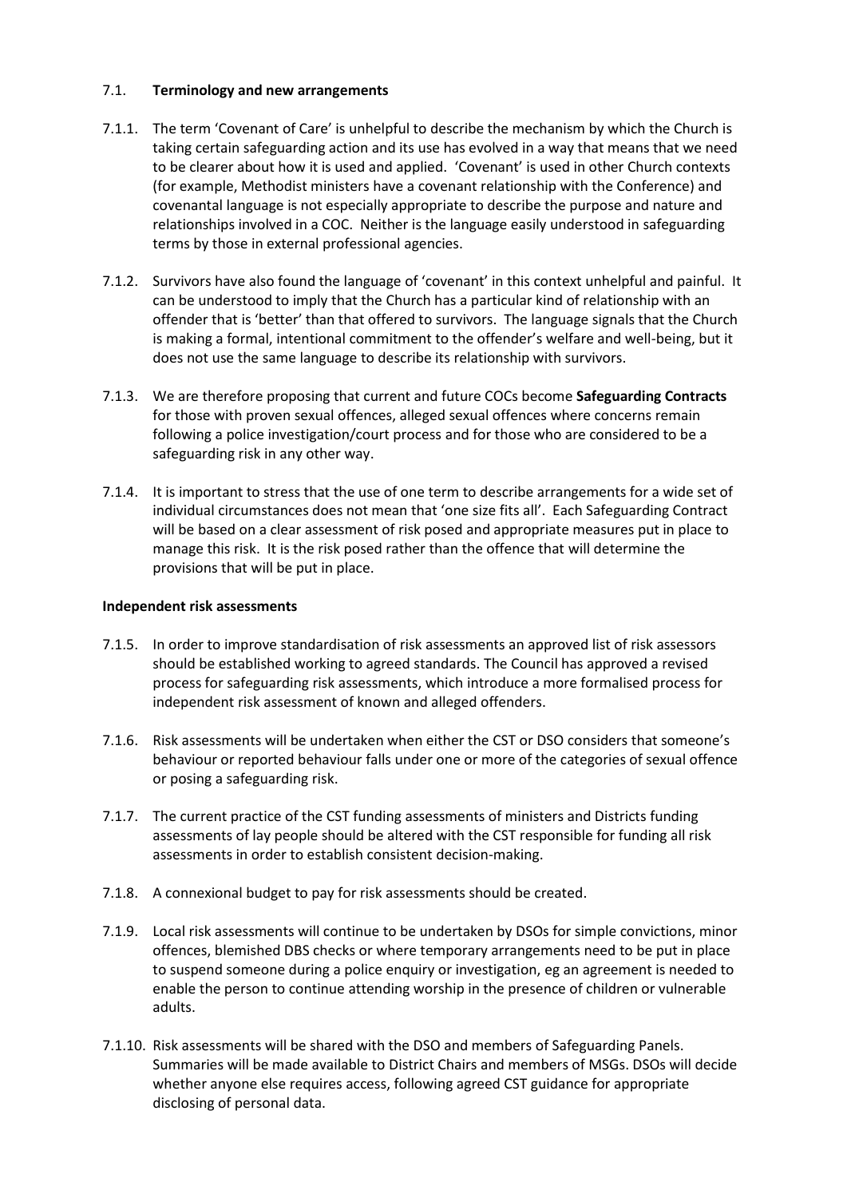### 7.1. **Terminology and new arrangements**

7.1.1. The term 'Covenant of Care' is unhelpful to describe the mechanism by which the Church is taking certain safeguarding action and its use has evolved in a way that means that we need to be clearer about how it is used and applied. 'Covenant' is used in other Church contexts (for example, Methodist ministers have a covenant relationship with the Conference) and covenantal language is not especially appropriate to describe the purpose and nature and relationships involved in a COC. Neither is the language easily understood in safeguarding terms by those in external professional agencies.

7.1.2. Survivors have also found the language of 'covenant' in this context unhelpful and painful. It can be understood to imply that the Church has a particular kind of relationship with an offender that is 'better' than that offered to survivors. The language signals that the Church is making a formal, intentional commitment to the offender's welfare and well-being, but it does not use the same language to describe its relationship with survivors.

7.1.3. We are therefore proposing that current and future COCs become **Safeguarding Contracts** for those with proven sexual offences, alleged sexual offences where concerns remain following a police investigation/court process and for those who are considered to be a safeguarding risk in any other way.

7.1.4. It is important to stress that the use of one term to describe arrangements for a wide set of individual circumstances does not mean that 'one size fits all'. Each Safeguarding Contract will be based on a clear assessment of risk posed and appropriate measures put in place to manage this risk. It is the risk posed rather than the offence that will determine the provisions that will be put in place.

**Independent risk assessments**

7.1.5. In order to improve standardisation of risk assessments an approved list of risk assessors should be established working to agreed standards. The Council has approved a revised process for safeguarding risk assessments, which introduce a more formalised process for independent risk assessment of known and alleged offenders.

7.1.6. Risk assessments will be undertaken when either the CST or DSO considers that someone's behaviour or reported behaviour falls under one or more of the categories of sexual offence or posing a safeguarding risk.

7.1.7. The current practice of the CST funding assessments of ministers and Districts funding assessments of lay people should be altered with the CST responsible for funding all risk assessments in order to establish consistent decision-making.

7.1.8. A connexional budget to pay for risk assessments should be created.

7.1.9. Local risk assessments will continue to be undertaken by DSOs for simple convictions, minor offences, blemished DBS checks or where temporary arrangements need to be put in place to suspend someone during a police enquiry or investigation, eg an agreement is needed to enable the person to continue attending worship in the presence of children or vulnerable adults.

7.1.10. Risk assessments will be shared with the DSO and members of Safeguarding Panels. Summaries will be made available to District Chairs and members of MSGs. DSOs will decide whether anyone else requires access, following agreed CST guidance for appropriate disclosing of personal data.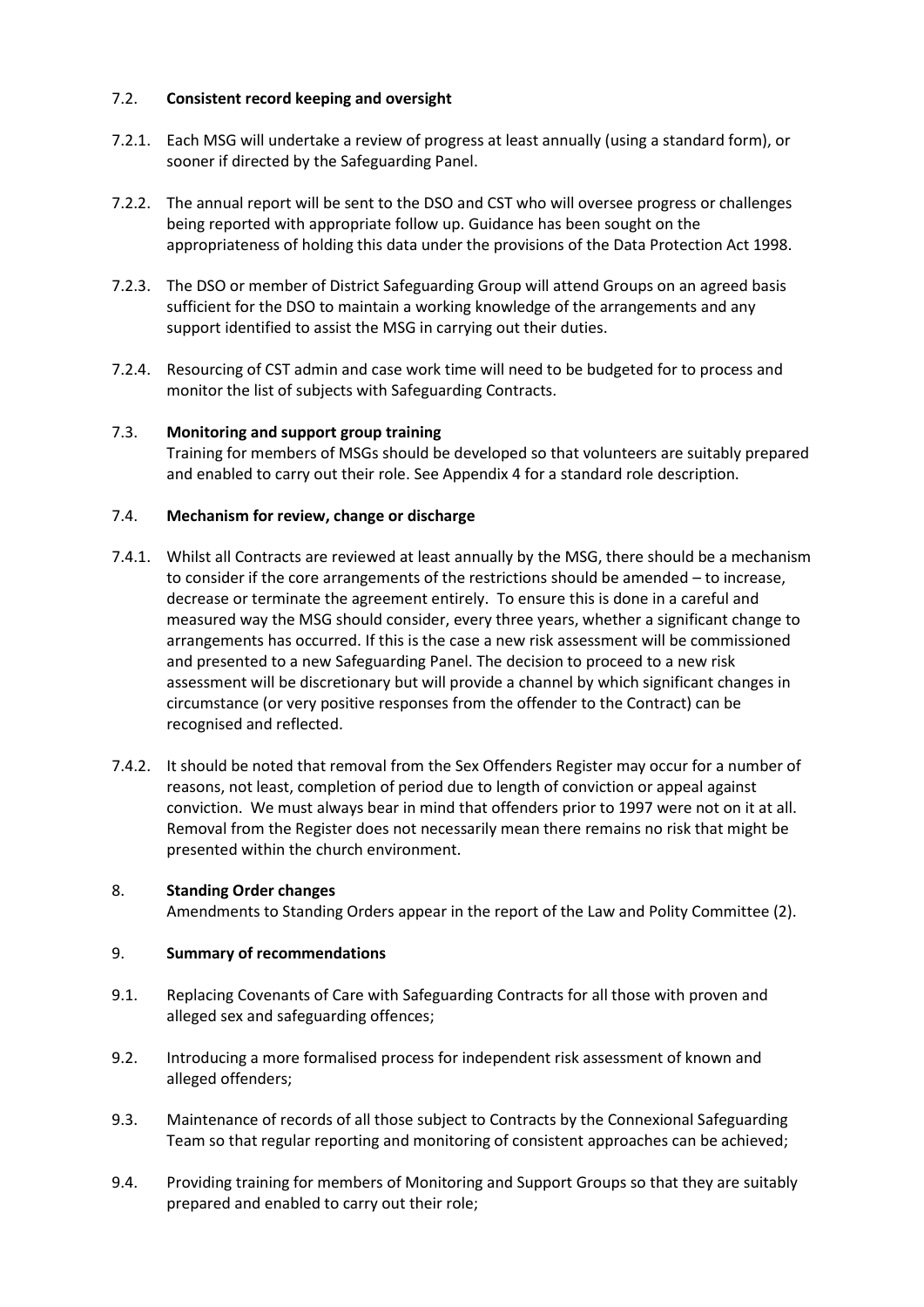### 7.2. **Consistent record keeping and oversight**

7.2.1. Each MSG will undertake a review of progress at least annually (using a standard form), or sooner if directed by the Safeguarding Panel.

7.2.2. The annual report will be sent to the DSO and CST who will oversee progress or challenges being reported with appropriate follow up. Guidance has been sought on the appropriateness of holding this data under the provisions of the Data Protection Act 1998.

7.2.3. The DSO or member of District Safeguarding Group will attend Groups on an agreed basis sufficient for the DSO to maintain a working knowledge of the arrangements and any support identified to assist the MSG in carrying out their duties.

7.2.4. Resourcing of CST admin and case work time will need to be budgeted for to process and monitor the list of subjects with Safeguarding Contracts.

### 7.3. **Monitoring and support group training**

Training for members of MSGs should be developed so that volunteers are suitably prepared and enabled to carry out their role. See Appendix 4 for a standard role description.

### 7.4. **Mechanism for review, change or discharge**

7.4.1. Whilst all Contracts are reviewed at least annually by the MSG, there should be a mechanism to consider if the core arrangements of the restrictions should be amended – to increase, decrease or terminate the agreement entirely. To ensure this is done in a careful and measured way the MSG should consider, every three years, whether a significant change to arrangements has occurred. If this is the case a new risk assessment will be commissioned and presented to a new Safeguarding Panel. The decision to proceed to a new risk assessment will be discretionary but will provide a channel by which significant changes in circumstance (or very positive responses from the offender to the Contract) can be recognised and reflected.

7.4.2. It should be noted that removal from the Sex Offenders Register may occur for a number of reasons, not least, completion of period due to length of conviction or appeal against conviction. We must always bear in mind that offenders prior to 1997 were not on it at all. Removal from the Register does not necessarily mean there remains no risk that might be presented within the church environment.

## 8. **Standing Order changes**

Amendments to Standing Orders appear in the report of the Law and Polity Committee (2).

## 9. **Summary of recommendations**

9.1. Replacing Covenants of Care with Safeguarding Contracts for all those with proven and alleged sex and safeguarding offences;

9.2. Introducing a more formalised process for independent risk assessment of known and alleged offenders;

9.3. Maintenance of records of all those subject to Contracts by the Connexional Safeguarding Team so that regular reporting and monitoring of consistent approaches can be achieved;

9.4. Providing training for members of Monitoring and Support Groups so that they are suitably prepared and enabled to carry out their role;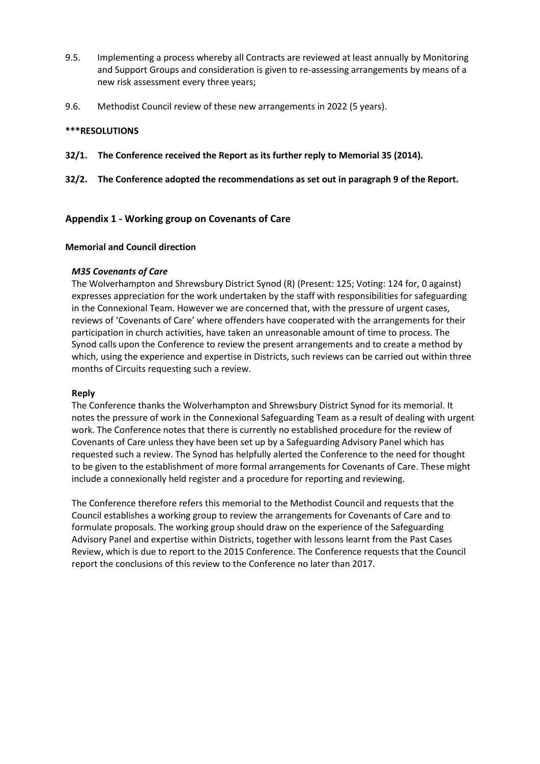9.5. Implementing a process whereby all Contracts are reviewed at least annually by Monitoring and Support Groups and consideration is given to re-assessing arrangements by means of a new risk assessment every three years;

9.6. Methodist Council review of these new arrangements in 2022 (5 years).

**\*\*\*RESOLUTIONS**

**32/1. The Conference received the Report as its further reply to Memorial 35 (2014).**

**32/2. The Conference adopted the recommendations as set out in paragraph 9 of the Report.**

## Appendix 1 - Working group on Covenants of Care

### Memorial and Council direction

***M35 Covenants of Care***

The Wolverhampton and Shrewsbury District Synod (R) (Present: 125; Voting: 124 for, 0 against) expresses appreciation for the work undertaken by the staff with responsibilities for safeguarding in the Connexional Team. However we are concerned that, with the pressure of urgent cases, reviews of 'Covenants of Care' where offenders have cooperated with the arrangements for their participation in church activities, have taken an unreasonable amount of time to process. The Synod calls upon the Conference to review the present arrangements and to create a method by which, using the experience and expertise in Districts, such reviews can be carried out within three months of Circuits requesting such a review.

**Reply**

The Conference thanks the Wolverhampton and Shrewsbury District Synod for its memorial. It notes the pressure of work in the Connexional Safeguarding Team as a result of dealing with urgent work. The Conference notes that there is currently no established procedure for the review of Covenants of Care unless they have been set up by a Safeguarding Advisory Panel which has requested such a review. The Synod has helpfully alerted the Conference to the need for thought to be given to the establishment of more formal arrangements for Covenants of Care. These might include a connexionally held register and a procedure for reporting and reviewing.

The Conference therefore refers this memorial to the Methodist Council and requests that the Council establishes a working group to review the arrangements for Covenants of Care and to formulate proposals. The working group should draw on the experience of the Safeguarding Advisory Panel and expertise within Districts, together with lessons learnt from the Past Cases Review, which is due to report to the 2015 Conference. The Conference requests that the Council report the conclusions of this review to the Conference no later than 2017.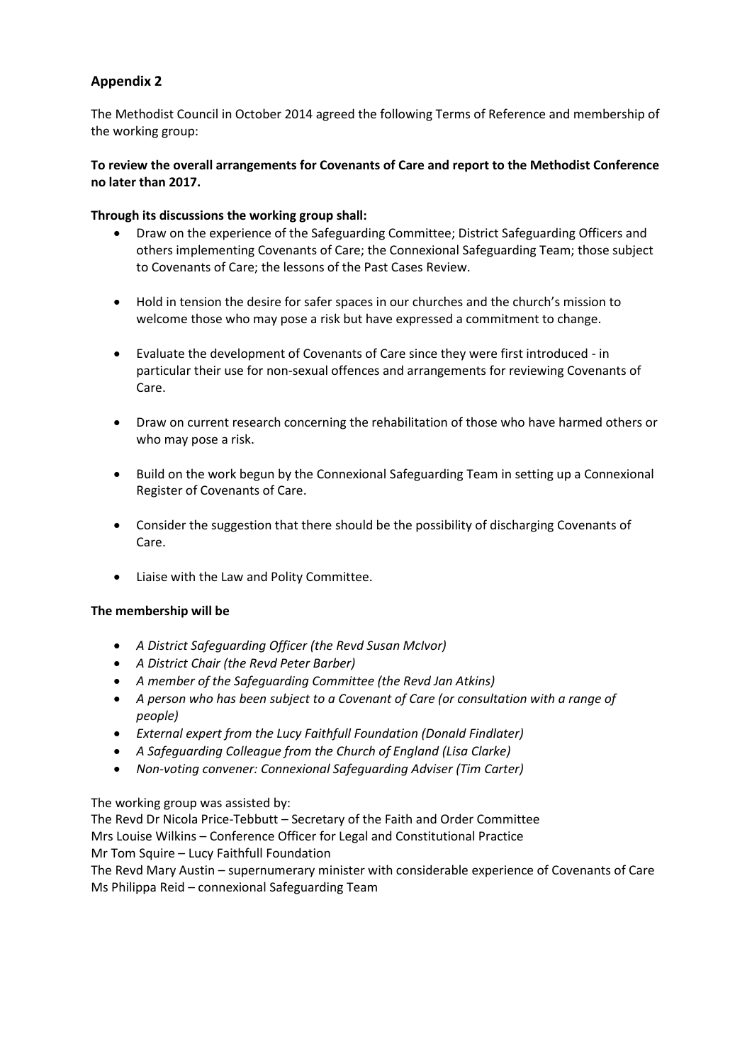## Appendix 2

The Methodist Council in October 2014 agreed the following Terms of Reference and membership of the working group:

**To review the overall arrangements for Covenants of Care and report to the Methodist Conference no later than 2017.**

**Through its discussions the working group shall:**

- Draw on the experience of the Safeguarding Committee; District Safeguarding Officers and others implementing Covenants of Care; the Connexional Safeguarding Team; those subject to Covenants of Care; the lessons of the Past Cases Review.
- Hold in tension the desire for safer spaces in our churches and the church's mission to welcome those who may pose a risk but have expressed a commitment to change.
- Evaluate the development of Covenants of Care since they were first introduced - in particular their use for non-sexual offences and arrangements for reviewing Covenants of Care.
- Draw on current research concerning the rehabilitation of those who have harmed others or who may pose a risk.
- Build on the work begun by the Connexional Safeguarding Team in setting up a Connexional Register of Covenants of Care.
- Consider the suggestion that there should be the possibility of discharging Covenants of Care.
- Liaise with the Law and Polity Committee.

**The membership will be**

- *A District Safeguarding Officer (the Revd Susan McIvor)*
- *A District Chair (the Revd Peter Barber)*
- *A member of the Safeguarding Committee (the Revd Jan Atkins)*
- *A person who has been subject to a Covenant of Care (or consultation with a range of people)*
- *External expert from the Lucy Faithfull Foundation (Donald Findlater)*
- *A Safeguarding Colleague from the Church of England (Lisa Clarke)*
- *Non-voting convener: Connexional Safeguarding Adviser (Tim Carter)*

The working group was assisted by:
The Revd Dr Nicola Price-Tebbutt – Secretary of the Faith and Order Committee
Mrs Louise Wilkins – Conference Officer for Legal and Constitutional Practice
Mr Tom Squire – Lucy Faithfull Foundation
The Revd Mary Austin – supernumerary minister with considerable experience of Covenants of Care
Ms Philippa Reid – connexional Safeguarding Team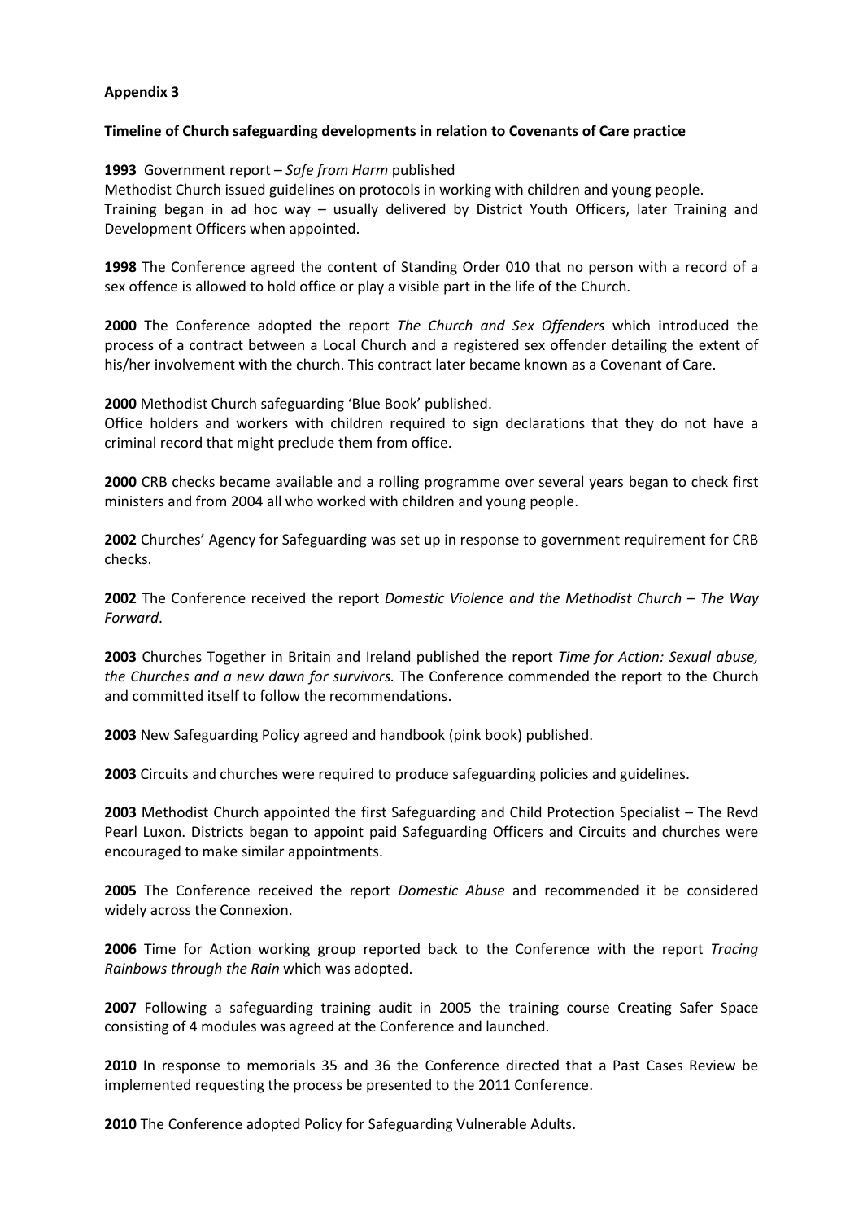**Appendix 3**

**Timeline of Church safeguarding developments in relation to Covenants of Care practice**

**1993** Government report – *Safe from Harm* published
Methodist Church issued guidelines on protocols in working with children and young people.
Training began in ad hoc way – usually delivered by District Youth Officers, later Training and Development Officers when appointed.

**1998** The Conference agreed the content of Standing Order 010 that no person with a record of a sex offence is allowed to hold office or play a visible part in the life of the Church.

**2000** The Conference adopted the report *The Church and Sex Offenders* which introduced the process of a contract between a Local Church and a registered sex offender detailing the extent of his/her involvement with the church. This contract later became known as a Covenant of Care.

**2000** Methodist Church safeguarding 'Blue Book' published.
Office holders and workers with children required to sign declarations that they do not have a criminal record that might preclude them from office.

**2000** CRB checks became available and a rolling programme over several years began to check first ministers and from 2004 all who worked with children and young people.

**2002** Churches' Agency for Safeguarding was set up in response to government requirement for CRB checks.

**2002** The Conference received the report *Domestic Violence and the Methodist Church – The Way Forward*.

**2003** Churches Together in Britain and Ireland published the report *Time for Action: Sexual abuse, the Churches and a new dawn for survivors.* The Conference commended the report to the Church and committed itself to follow the recommendations.

**2003** New Safeguarding Policy agreed and handbook (pink book) published.

**2003** Circuits and churches were required to produce safeguarding policies and guidelines.

**2003** Methodist Church appointed the first Safeguarding and Child Protection Specialist – The Revd Pearl Luxon. Districts began to appoint paid Safeguarding Officers and Circuits and churches were encouraged to make similar appointments.

**2005** The Conference received the report *Domestic Abuse* and recommended it be considered widely across the Connexion.

**2006** Time for Action working group reported back to the Conference with the report *Tracing Rainbows through the Rain* which was adopted.

**2007** Following a safeguarding training audit in 2005 the training course Creating Safer Space consisting of 4 modules was agreed at the Conference and launched.

**2010** In response to memorials 35 and 36 the Conference directed that a Past Cases Review be implemented requesting the process be presented to the 2011 Conference.

**2010** The Conference adopted Policy for Safeguarding Vulnerable Adults.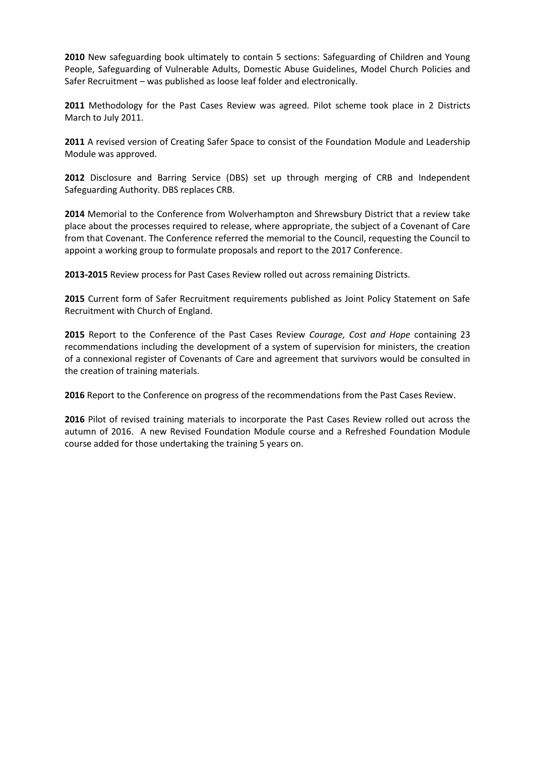**2010** New safeguarding book ultimately to contain 5 sections: Safeguarding of Children and Young People, Safeguarding of Vulnerable Adults, Domestic Abuse Guidelines, Model Church Policies and Safer Recruitment – was published as loose leaf folder and electronically.

**2011** Methodology for the Past Cases Review was agreed. Pilot scheme took place in 2 Districts March to July 2011.

**2011** A revised version of Creating Safer Space to consist of the Foundation Module and Leadership Module was approved.

**2012** Disclosure and Barring Service (DBS) set up through merging of CRB and Independent Safeguarding Authority. DBS replaces CRB.

**2014** Memorial to the Conference from Wolverhampton and Shrewsbury District that a review take place about the processes required to release, where appropriate, the subject of a Covenant of Care from that Covenant. The Conference referred the memorial to the Council, requesting the Council to appoint a working group to formulate proposals and report to the 2017 Conference.

**2013-2015** Review process for Past Cases Review rolled out across remaining Districts.

**2015** Current form of Safer Recruitment requirements published as Joint Policy Statement on Safe Recruitment with Church of England.

**2015** Report to the Conference of the Past Cases Review *Courage, Cost and Hope* containing 23 recommendations including the development of a system of supervision for ministers, the creation of a connexional register of Covenants of Care and agreement that survivors would be consulted in the creation of training materials.

**2016** Report to the Conference on progress of the recommendations from the Past Cases Review.

**2016** Pilot of revised training materials to incorporate the Past Cases Review rolled out across the autumn of 2016. A new Revised Foundation Module course and a Refreshed Foundation Module course added for those undertaking the training 5 years on.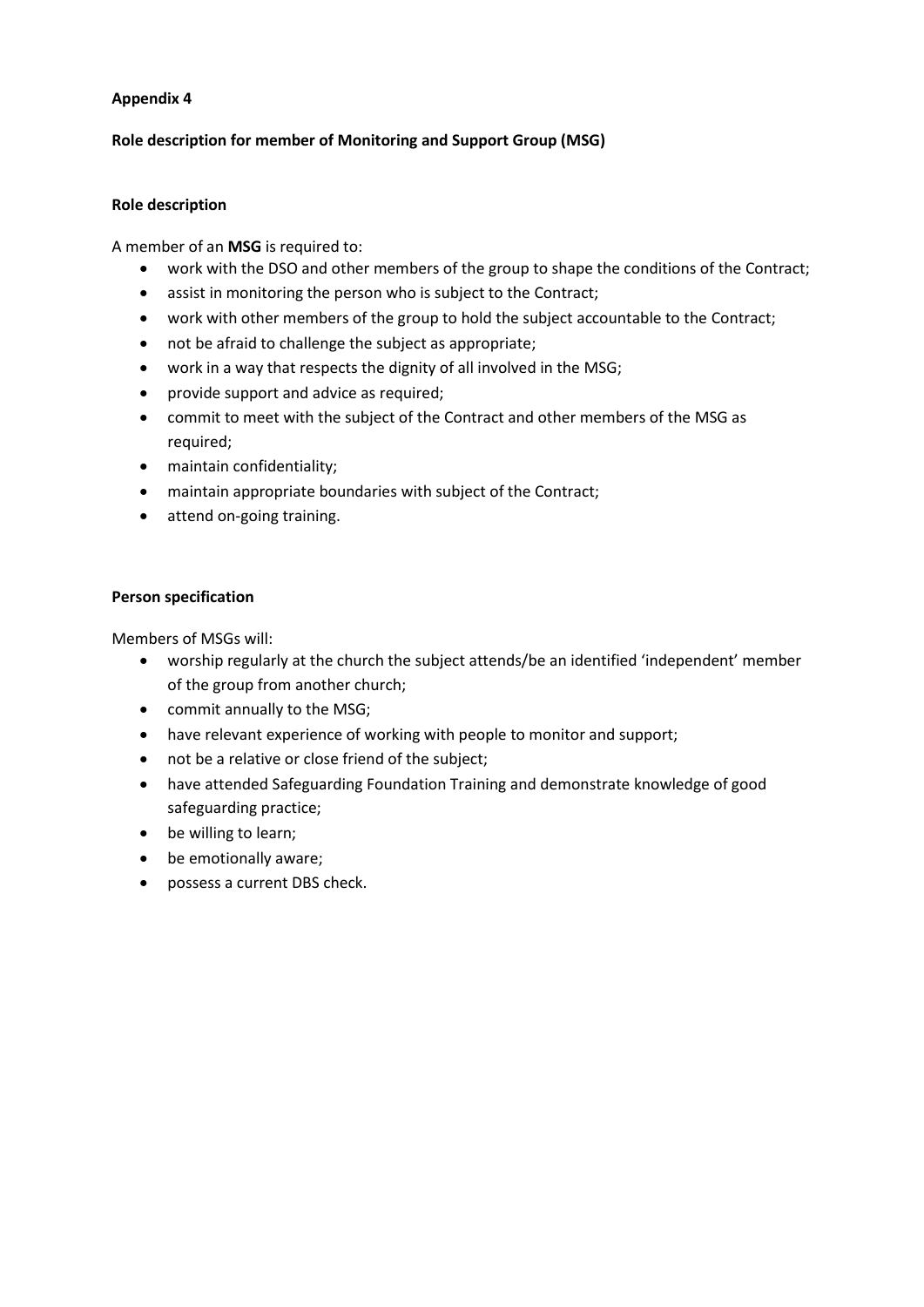**Appendix 4**

**Role description for member of Monitoring and Support Group (MSG)**

**Role description**

A member of an **MSG** is required to:

- work with the DSO and other members of the group to shape the conditions of the Contract;
- assist in monitoring the person who is subject to the Contract;
- work with other members of the group to hold the subject accountable to the Contract;
- not be afraid to challenge the subject as appropriate;
- work in a way that respects the dignity of all involved in the MSG;
- provide support and advice as required;
- commit to meet with the subject of the Contract and other members of the MSG as required;
- maintain confidentiality;
- maintain appropriate boundaries with subject of the Contract;
- attend on-going training.

**Person specification**

Members of MSGs will:

- worship regularly at the church the subject attends/be an identified 'independent' member of the group from another church;
- commit annually to the MSG;
- have relevant experience of working with people to monitor and support;
- not be a relative or close friend of the subject;
- have attended Safeguarding Foundation Training and demonstrate knowledge of good safeguarding practice;
- be willing to learn;
- be emotionally aware;
- possess a current DBS check.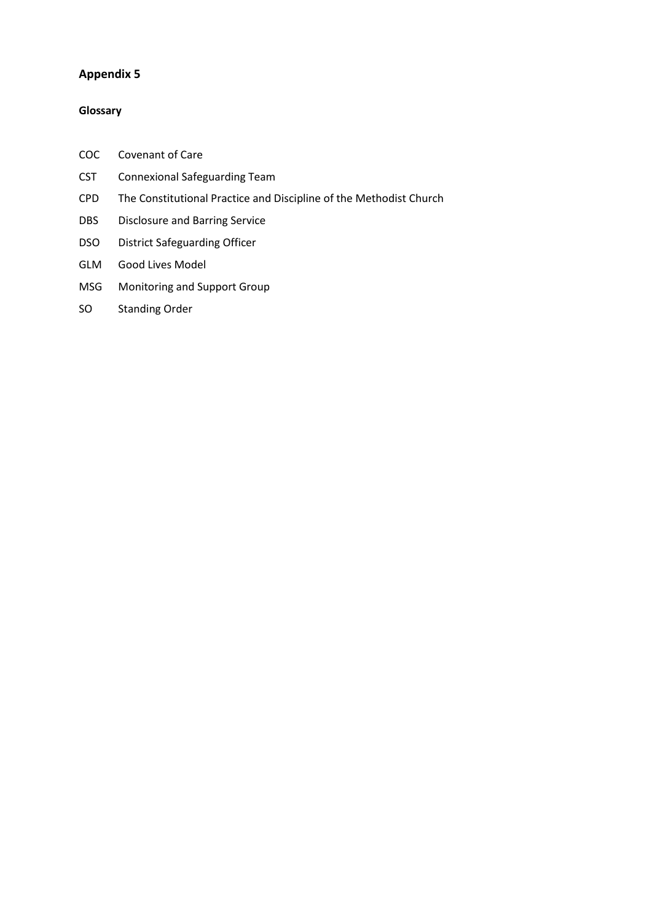## Appendix 5

### Glossary

| | |
|---|---|
| COC | Covenant of Care |
| CST | Connexional Safeguarding Team |
| CPD | The Constitutional Practice and Discipline of the Methodist Church |
| DBS | Disclosure and Barring Service |
| DSO | District Safeguarding Officer |
| GLM | Good Lives Model |
| MSG | Monitoring and Support Group |
| SO | Standing Order |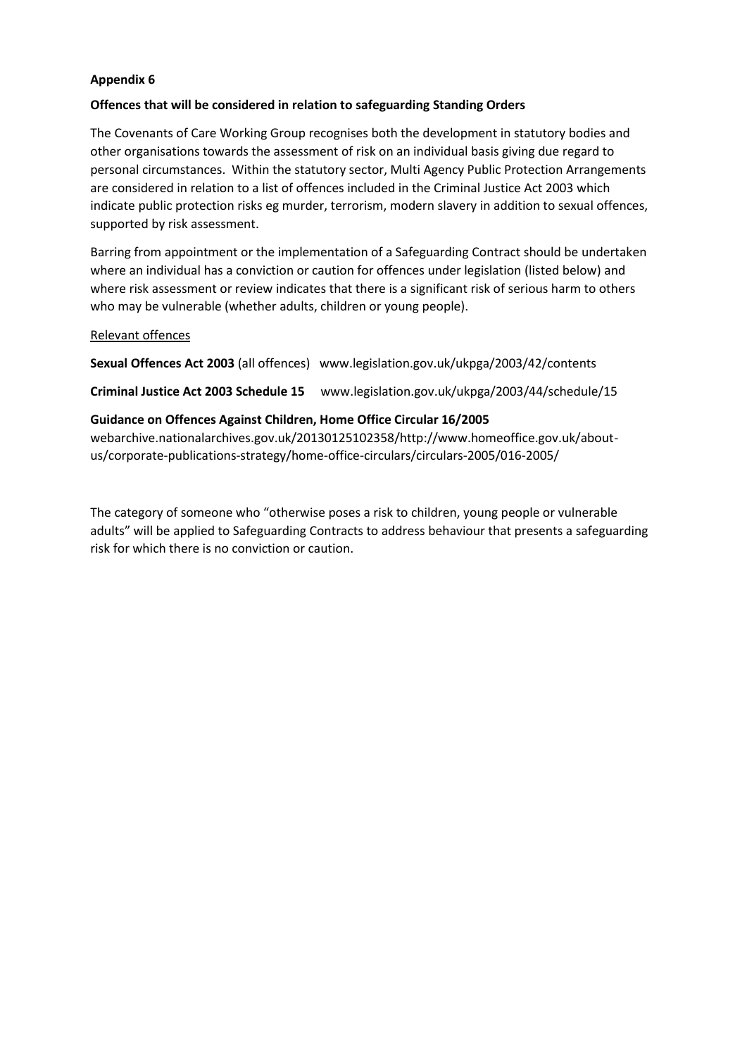**Appendix 6**

**Offences that will be considered in relation to safeguarding Standing Orders**

The Covenants of Care Working Group recognises both the development in statutory bodies and other organisations towards the assessment of risk on an individual basis giving due regard to personal circumstances. Within the statutory sector, Multi Agency Public Protection Arrangements are considered in relation to a list of offences included in the Criminal Justice Act 2003 which indicate public protection risks eg murder, terrorism, modern slavery in addition to sexual offences, supported by risk assessment.

Barring from appointment or the implementation of a Safeguarding Contract should be undertaken where an individual has a conviction or caution for offences under legislation (listed below) and where risk assessment or review indicates that there is a significant risk of serious harm to others who may be vulnerable (whether adults, children or young people).

Relevant offences

**Sexual Offences Act 2003** (all offences) www.legislation.gov.uk/ukpga/2003/42/contents

**Criminal Justice Act 2003 Schedule 15** www.legislation.gov.uk/ukpga/2003/44/schedule/15

**Guidance on Offences Against Children, Home Office Circular 16/2005**
webarchive.nationalarchives.gov.uk/20130125102358/http://www.homeoffice.gov.uk/about-us/corporate-publications-strategy/home-office-circulars/circulars-2005/016-2005/

The category of someone who "otherwise poses a risk to children, young people or vulnerable adults" will be applied to Safeguarding Contracts to address behaviour that presents a safeguarding risk for which there is no conviction or caution.